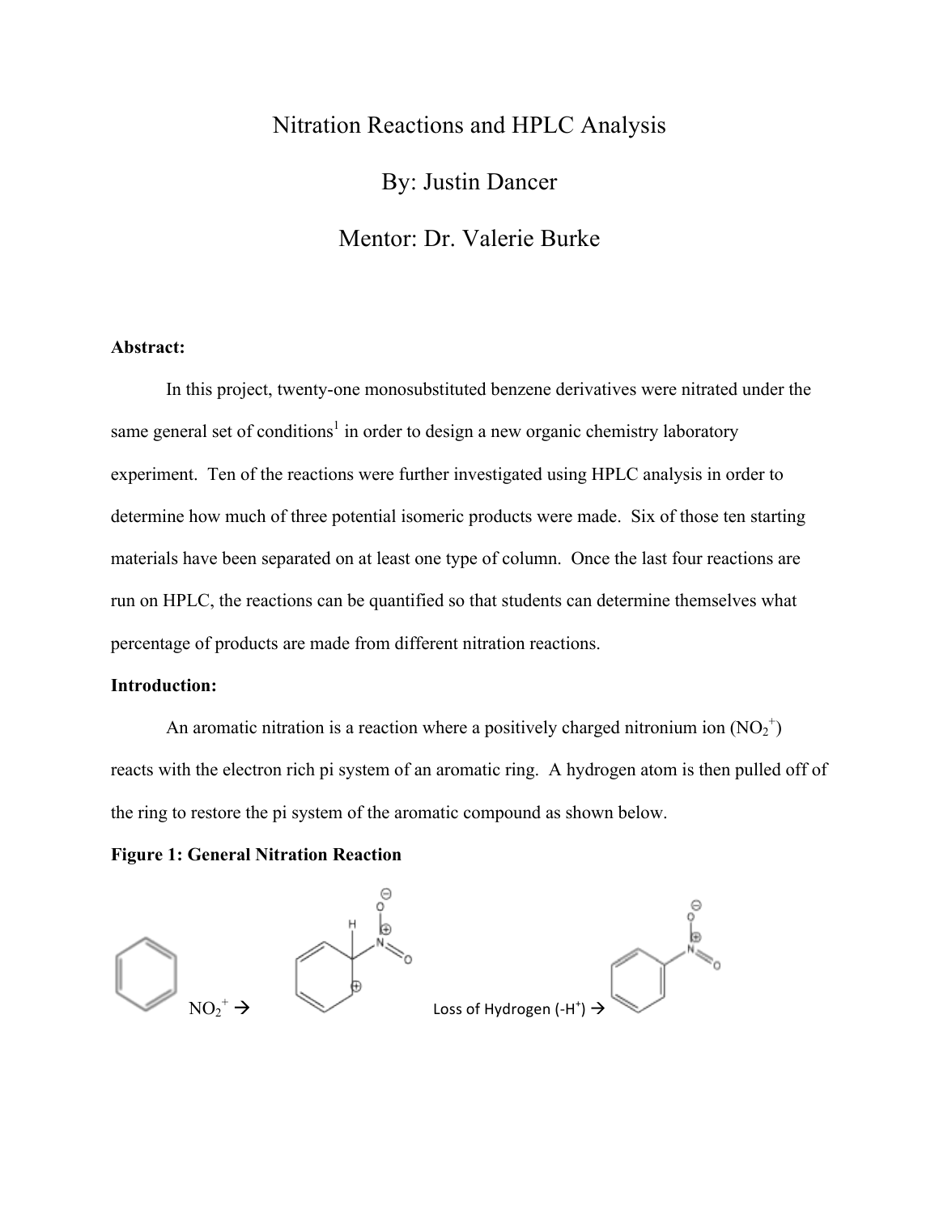# Nitration Reactions and HPLC Analysis

By: Justin Dancer

Mentor: Dr. Valerie Burke

**Abstract:**

In this project, twenty-one monosubstituted benzene derivatives were nitrated under the same general set of conditions[1] in order to design a new organic chemistry laboratory experiment. Ten of the reactions were further investigated using HPLC analysis in order to determine how much of three potential isomeric products were made. Six of those ten starting materials have been separated on at least one type of column. Once the last four reactions are run on HPLC, the reactions can be quantified so that students can determine themselves what percentage of products are made from different nitration reactions.

**Introduction:**

An aromatic nitration is a reaction where a positively charged nitronium ion ($NO_2^+$) reacts with the electron rich pi system of an aromatic ring. A hydrogen atom is then pulled off of the ring to restore the pi system of the aromatic compound as shown below.

**Figure 1: General Nitration Reaction**

$NO_2^+$ → Loss of Hydrogen ($-H^+$) →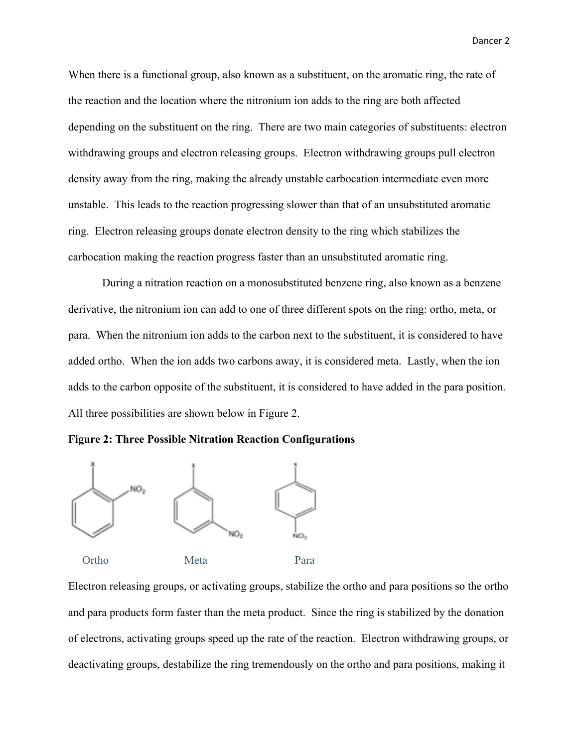When there is a functional group, also known as a substituent, on the aromatic ring, the rate of the reaction and the location where the nitronium ion adds to the ring are both affected depending on the substituent on the ring. There are two main categories of substituents: electron withdrawing groups and electron releasing groups. Electron withdrawing groups pull electron density away from the ring, making the already unstable carbocation intermediate even more unstable. This leads to the reaction progressing slower than that of an unsubstituted aromatic ring. Electron releasing groups donate electron density to the ring which stabilizes the carbocation making the reaction progress faster than an unsubstituted aromatic ring.

During a nitration reaction on a monosubstituted benzene ring, also known as a benzene derivative, the nitronium ion can add to one of three different spots on the ring: ortho, meta, or para. When the nitronium ion adds to the carbon next to the substituent, it is considered to have added ortho. When the ion adds two carbons away, it is considered meta. Lastly, when the ion adds to the carbon opposite of the substituent, it is considered to have added in the para position. All three possibilities are shown below in Figure 2.

**Figure 2: Three Possible Nitration Reaction Configurations**

Ortho Meta Para

Electron releasing groups, or activating groups, stabilize the ortho and para positions so the ortho and para products form faster than the meta product. Since the ring is stabilized by the donation of electrons, activating groups speed up the rate of the reaction. Electron withdrawing groups, or deactivating groups, destabilize the ring tremendously on the ortho and para positions, making it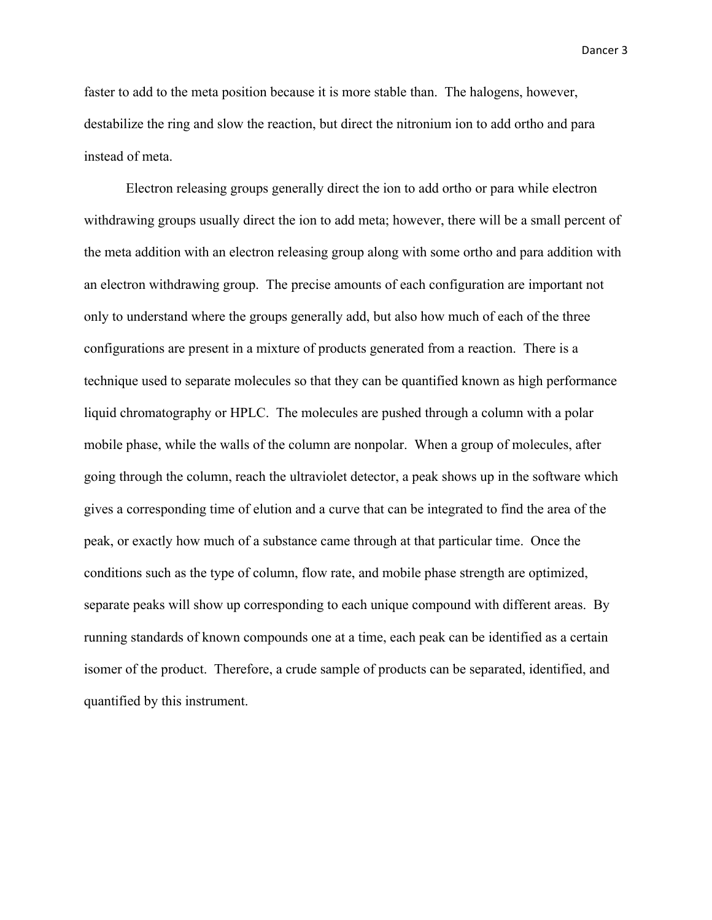faster to add to the meta position because it is more stable than. The halogens, however, destabilize the ring and slow the reaction, but direct the nitronium ion to add ortho and para instead of meta.

Electron releasing groups generally direct the ion to add ortho or para while electron withdrawing groups usually direct the ion to add meta; however, there will be a small percent of the meta addition with an electron releasing group along with some ortho and para addition with an electron withdrawing group. The precise amounts of each configuration are important not only to understand where the groups generally add, but also how much of each of the three configurations are present in a mixture of products generated from a reaction. There is a technique used to separate molecules so that they can be quantified known as high performance liquid chromatography or HPLC. The molecules are pushed through a column with a polar mobile phase, while the walls of the column are nonpolar. When a group of molecules, after going through the column, reach the ultraviolet detector, a peak shows up in the software which gives a corresponding time of elution and a curve that can be integrated to find the area of the peak, or exactly how much of a substance came through at that particular time. Once the conditions such as the type of column, flow rate, and mobile phase strength are optimized, separate peaks will show up corresponding to each unique compound with different areas. By running standards of known compounds one at a time, each peak can be identified as a certain isomer of the product. Therefore, a crude sample of products can be separated, identified, and quantified by this instrument.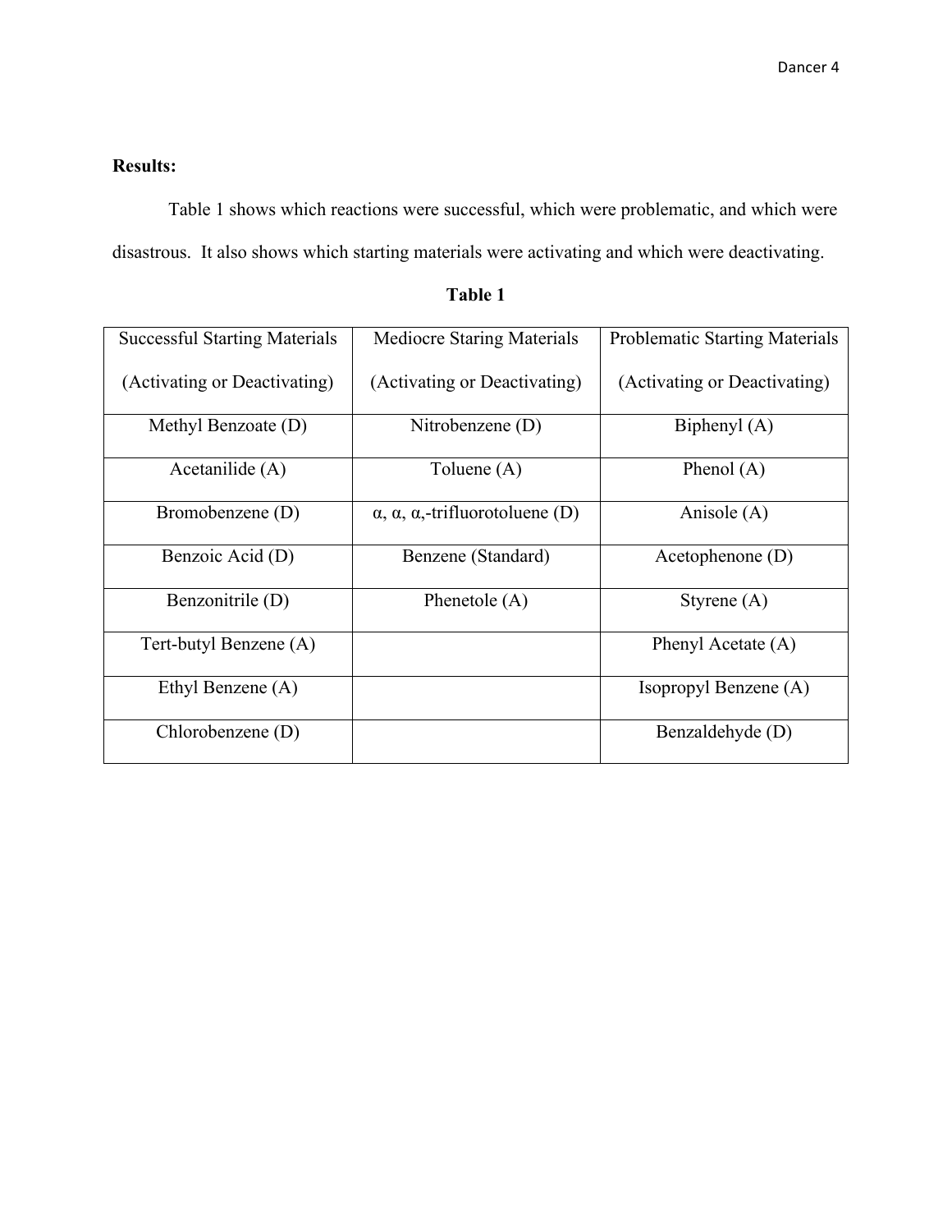**Results:**

Table 1 shows which reactions were successful, which were problematic, and which were disastrous. It also shows which starting materials were activating and which were deactivating.

**Table 1**

| Successful Starting Materials (Activating or Deactivating) | Mediocre Staring Materials (Activating or Deactivating) | Problematic Starting Materials (Activating or Deactivating) |
|---|---|---|
| Methyl Benzoate (D) | Nitrobenzene (D) | Biphenyl (A) |
| Acetanilide (A) | Toluene (A) | Phenol (A) |
| Bromobenzene (D) | α, α, α,-trifluorotoluene (D) | Anisole (A) |
| Benzoic Acid (D) | Benzene (Standard) | Acetophenone (D) |
| Benzonitrile (D) | Phenetole (A) | Styrene (A) |
| Tert-butyl Benzene (A) | | Phenyl Acetate (A) |
| Ethyl Benzene (A) | | Isopropyl Benzene (A) |
| Chlorobenzene (D) | | Benzaldehyde (D) |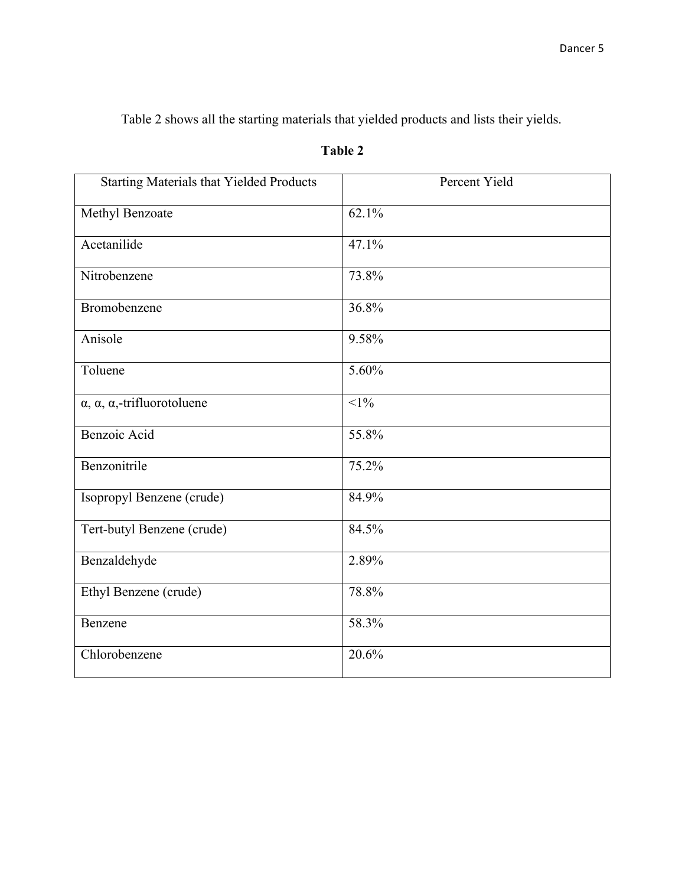Table 2 shows all the starting materials that yielded products and lists their yields.

**Table 2**

| Starting Materials that Yielded Products | Percent Yield |
|---|---|
| Methyl Benzoate | 62.1% |
| Acetanilide | 47.1% |
| Nitrobenzene | 73.8% |
| Bromobenzene | 36.8% |
| Anisole | 9.58% |
| Toluene | 5.60% |
| α, α, α,-trifluorotoluene | <1% |
| Benzoic Acid | 55.8% |
| Benzonitrile | 75.2% |
| Isopropyl Benzene (crude) | 84.9% |
| Tert-butyl Benzene (crude) | 84.5% |
| Benzaldehyde | 2.89% |
| Ethyl Benzene (crude) | 78.8% |
| Benzene | 58.3% |
| Chlorobenzene | 20.6% |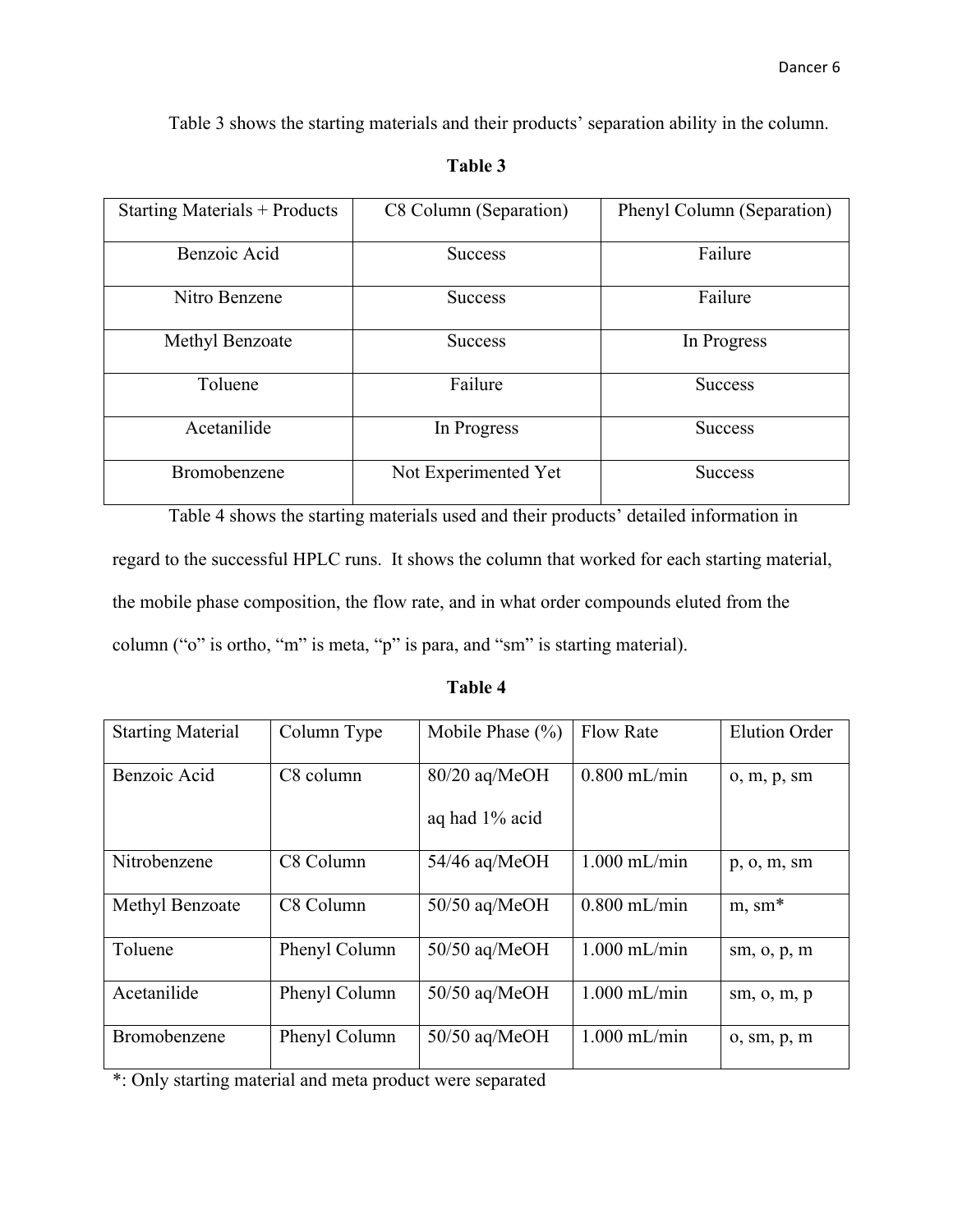Table 3 shows the starting materials and their products' separation ability in the column.

**Table 3**

| Starting Materials + Products | C8 Column (Separation) | Phenyl Column (Separation) |
|---|---|---|
| Benzoic Acid | Success | Failure |
| Nitro Benzene | Success | Failure |
| Methyl Benzoate | Success | In Progress |
| Toluene | Failure | Success |
| Acetanilide | In Progress | Success |
| Bromobenzene | Not Experimented Yet | Success |

Table 4 shows the starting materials used and their products' detailed information in regard to the successful HPLC runs. It shows the column that worked for each starting material, the mobile phase composition, the flow rate, and in what order compounds eluted from the column ("o" is ortho, "m" is meta, "p" is para, and "sm" is starting material).

**Table 4**

| Starting Material | Column Type | Mobile Phase (%) | Flow Rate | Elution Order |
|---|---|---|---|---|
| Benzoic Acid | C8 column | 80/20 aq/MeOH<br>aq had 1% acid | 0.800 mL/min | o, m, p, sm |
| Nitrobenzene | C8 Column | 54/46 aq/MeOH | 1.000 mL/min | p, o, m, sm |
| Methyl Benzoate | C8 Column | 50/50 aq/MeOH | 0.800 mL/min | m, sm* |
| Toluene | Phenyl Column | 50/50 aq/MeOH | 1.000 mL/min | sm, o, p, m |
| Acetanilide | Phenyl Column | 50/50 aq/MeOH | 1.000 mL/min | sm, o, m, p |
| Bromobenzene | Phenyl Column | 50/50 aq/MeOH | 1.000 mL/min | o, sm, p, m |

*: Only starting material and meta product were separated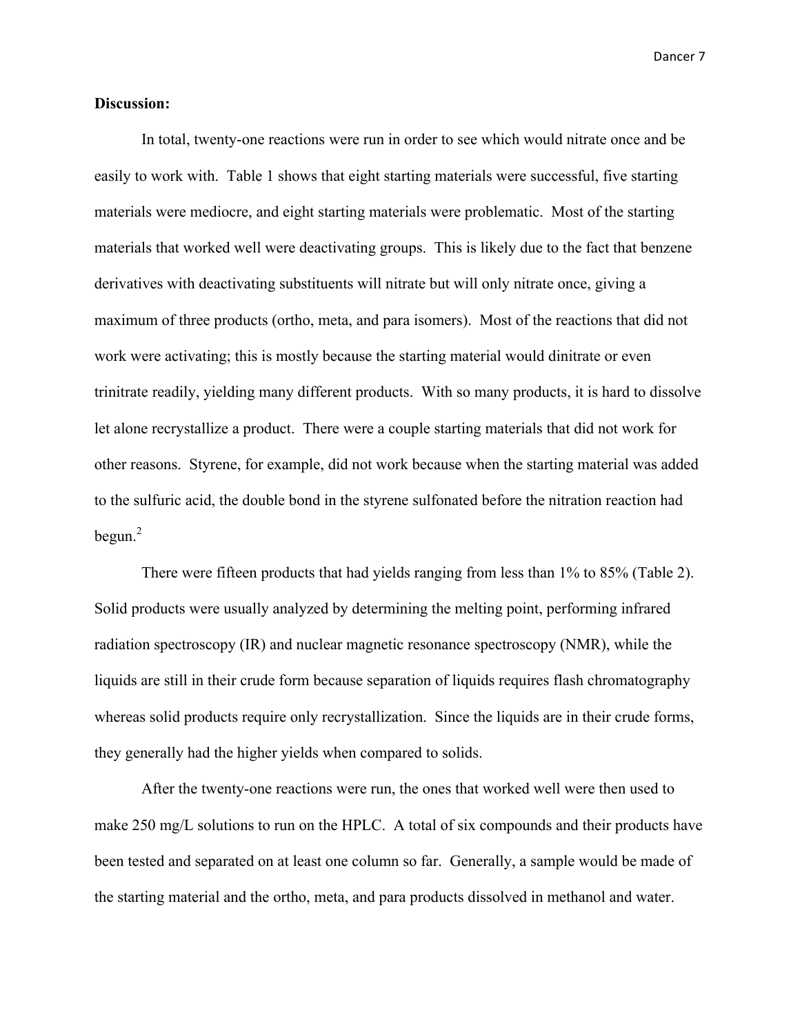**Discussion:**

In total, twenty-one reactions were run in order to see which would nitrate once and be easily to work with. Table 1 shows that eight starting materials were successful, five starting materials were mediocre, and eight starting materials were problematic. Most of the starting materials that worked well were deactivating groups. This is likely due to the fact that benzene derivatives with deactivating substituents will nitrate but will only nitrate once, giving a maximum of three products (ortho, meta, and para isomers). Most of the reactions that did not work were activating; this is mostly because the starting material would dinitrate or even trinitrate readily, yielding many different products. With so many products, it is hard to dissolve let alone recrystallize a product. There were a couple starting materials that did not work for other reasons. Styrene, for example, did not work because when the starting material was added to the sulfuric acid, the double bond in the styrene sulfonated before the nitration reaction had begun.[2]

There were fifteen products that had yields ranging from less than 1% to 85% (Table 2). Solid products were usually analyzed by determining the melting point, performing infrared radiation spectroscopy (IR) and nuclear magnetic resonance spectroscopy (NMR), while the liquids are still in their crude form because separation of liquids requires flash chromatography whereas solid products require only recrystallization. Since the liquids are in their crude forms, they generally had the higher yields when compared to solids.

After the twenty-one reactions were run, the ones that worked well were then used to make 250 mg/L solutions to run on the HPLC. A total of six compounds and their products have been tested and separated on at least one column so far. Generally, a sample would be made of the starting material and the ortho, meta, and para products dissolved in methanol and water.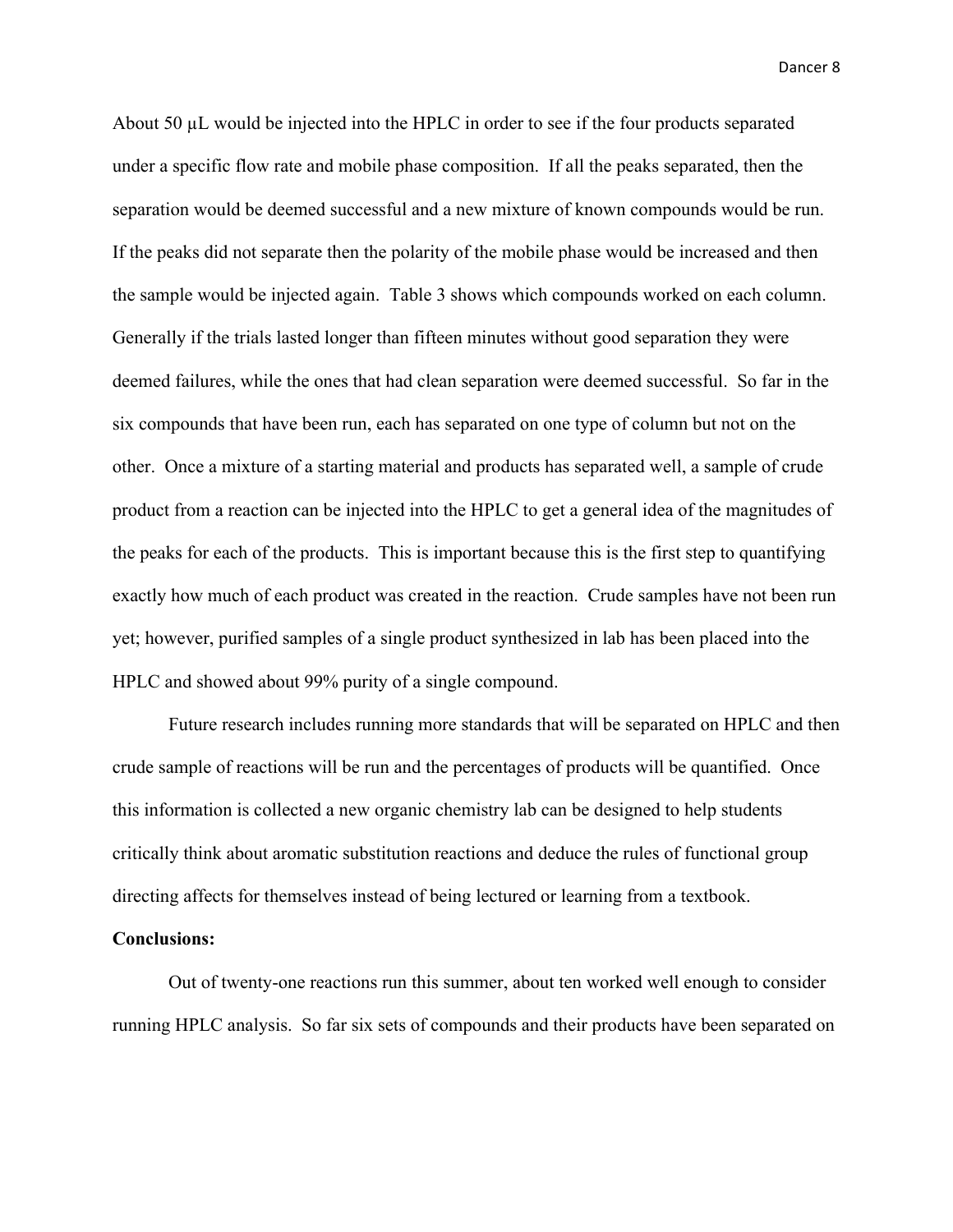About 50 µL would be injected into the HPLC in order to see if the four products separated under a specific flow rate and mobile phase composition. If all the peaks separated, then the separation would be deemed successful and a new mixture of known compounds would be run. If the peaks did not separate then the polarity of the mobile phase would be increased and then the sample would be injected again. Table 3 shows which compounds worked on each column. Generally if the trials lasted longer than fifteen minutes without good separation they were deemed failures, while the ones that had clean separation were deemed successful. So far in the six compounds that have been run, each has separated on one type of column but not on the other. Once a mixture of a starting material and products has separated well, a sample of crude product from a reaction can be injected into the HPLC to get a general idea of the magnitudes of the peaks for each of the products. This is important because this is the first step to quantifying exactly how much of each product was created in the reaction. Crude samples have not been run yet; however, purified samples of a single product synthesized in lab has been placed into the HPLC and showed about 99% purity of a single compound.

Future research includes running more standards that will be separated on HPLC and then crude sample of reactions will be run and the percentages of products will be quantified. Once this information is collected a new organic chemistry lab can be designed to help students critically think about aromatic substitution reactions and deduce the rules of functional group directing affects for themselves instead of being lectured or learning from a textbook.

**Conclusions:**

Out of twenty-one reactions run this summer, about ten worked well enough to consider running HPLC analysis. So far six sets of compounds and their products have been separated on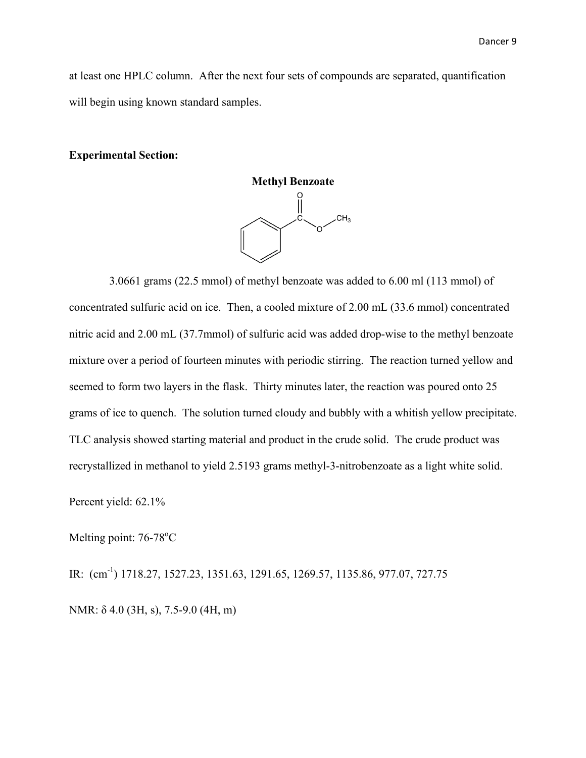at least one HPLC column. After the next four sets of compounds are separated, quantification will begin using known standard samples.

**Experimental Section:**

**Methyl Benzoate**

3.0661 grams (22.5 mmol) of methyl benzoate was added to 6.00 ml (113 mmol) of concentrated sulfuric acid on ice. Then, a cooled mixture of 2.00 mL (33.6 mmol) concentrated nitric acid and 2.00 mL (37.7mmol) of sulfuric acid was added drop-wise to the methyl benzoate mixture over a period of fourteen minutes with periodic stirring. The reaction turned yellow and seemed to form two layers in the flask. Thirty minutes later, the reaction was poured onto 25 grams of ice to quench. The solution turned cloudy and bubbly with a whitish yellow precipitate. TLC analysis showed starting material and product in the crude solid. The crude product was recrystallized in methanol to yield 2.5193 grams methyl-3-nitrobenzoate as a light white solid.

Percent yield: 62.1%

Melting point: 76-78$^{o}$C

IR: (cm$^{-1}$) 1718.27, 1527.23, 1351.63, 1291.65, 1269.57, 1135.86, 977.07, 727.75

NMR: $\delta$ 4.0 (3H, s), 7.5-9.0 (4H, m)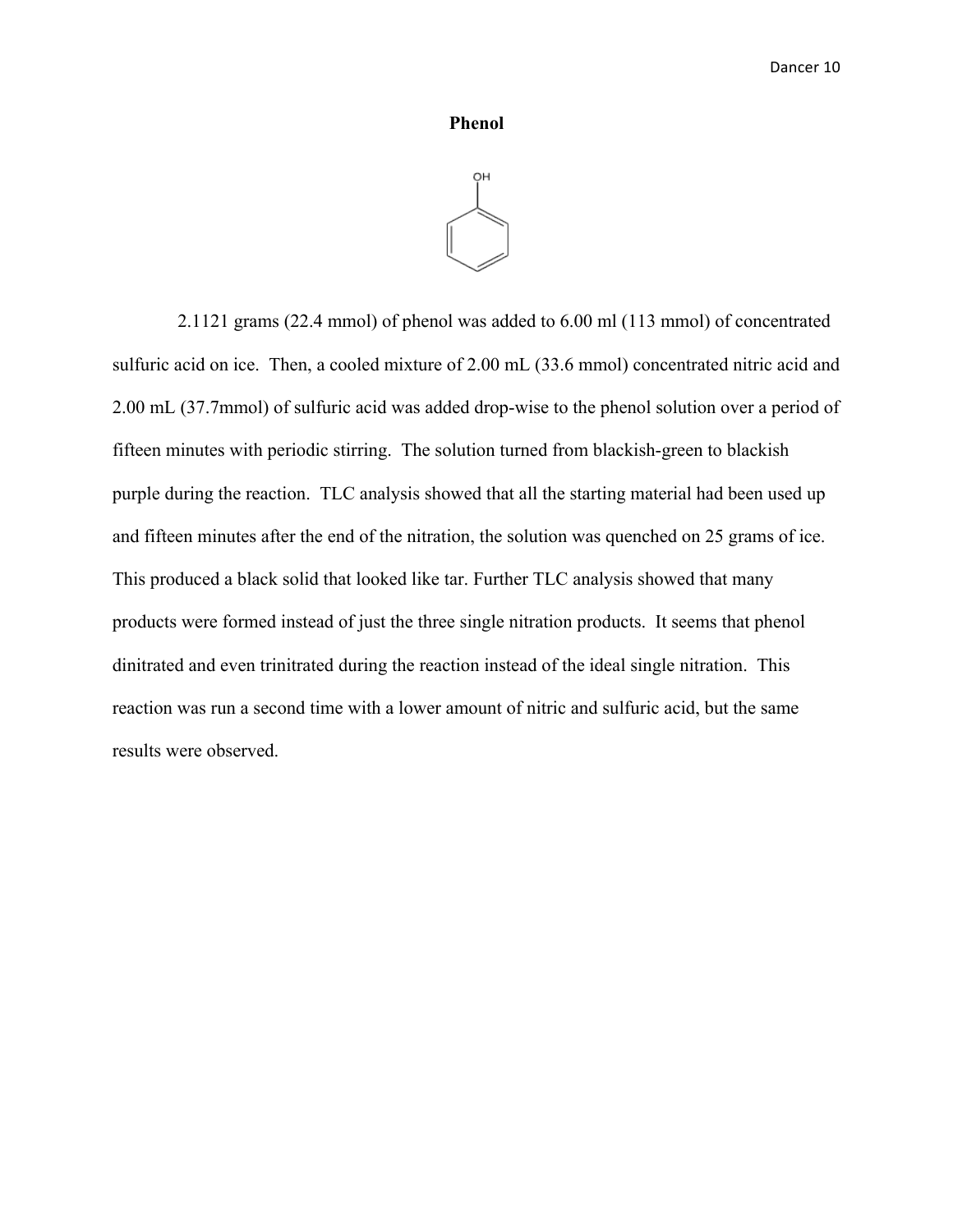## Phenol

2.1121 grams (22.4 mmol) of phenol was added to 6.00 ml (113 mmol) of concentrated sulfuric acid on ice. Then, a cooled mixture of 2.00 mL (33.6 mmol) concentrated nitric acid and 2.00 mL (37.7mmol) of sulfuric acid was added drop-wise to the phenol solution over a period of fifteen minutes with periodic stirring. The solution turned from blackish-green to blackish purple during the reaction. TLC analysis showed that all the starting material had been used up and fifteen minutes after the end of the nitration, the solution was quenched on 25 grams of ice. This produced a black solid that looked like tar. Further TLC analysis showed that many products were formed instead of just the three single nitration products. It seems that phenol dinitrated and even trinitrated during the reaction instead of the ideal single nitration. This reaction was run a second time with a lower amount of nitric and sulfuric acid, but the same results were observed.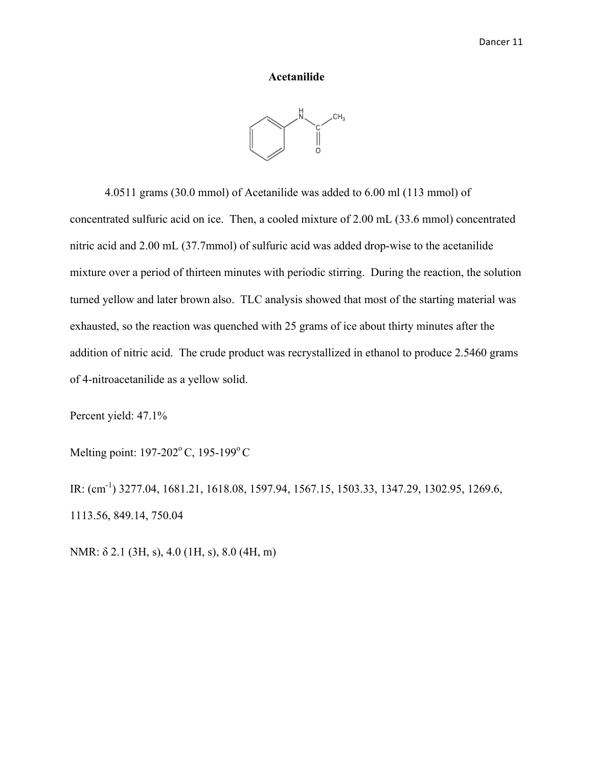## Acetanilide

4.0511 grams (30.0 mmol) of Acetanilide was added to 6.00 ml (113 mmol) of concentrated sulfuric acid on ice. Then, a cooled mixture of 2.00 mL (33.6 mmol) concentrated nitric acid and 2.00 mL (37.7mmol) of sulfuric acid was added drop-wise to the acetanilide mixture over a period of thirteen minutes with periodic stirring. During the reaction, the solution turned yellow and later brown also. TLC analysis showed that most of the starting material was exhausted, so the reaction was quenched with 25 grams of ice about thirty minutes after the addition of nitric acid. The crude product was recrystallized in ethanol to produce 2.5460 grams of 4-nitroacetanilide as a yellow solid.

Percent yield: 47.1%

Melting point: 197-202$^{o}$ C, 195-199$^{o}$ C

IR: (cm$^{-1}$) 3277.04, 1681.21, 1618.08, 1597.94, 1567.15, 1503.33, 1347.29, 1302.95, 1269.6, 1113.56, 849.14, 750.04

NMR: $\delta$ 2.1 (3H, s), 4.0 (1H, s), 8.0 (4H, m)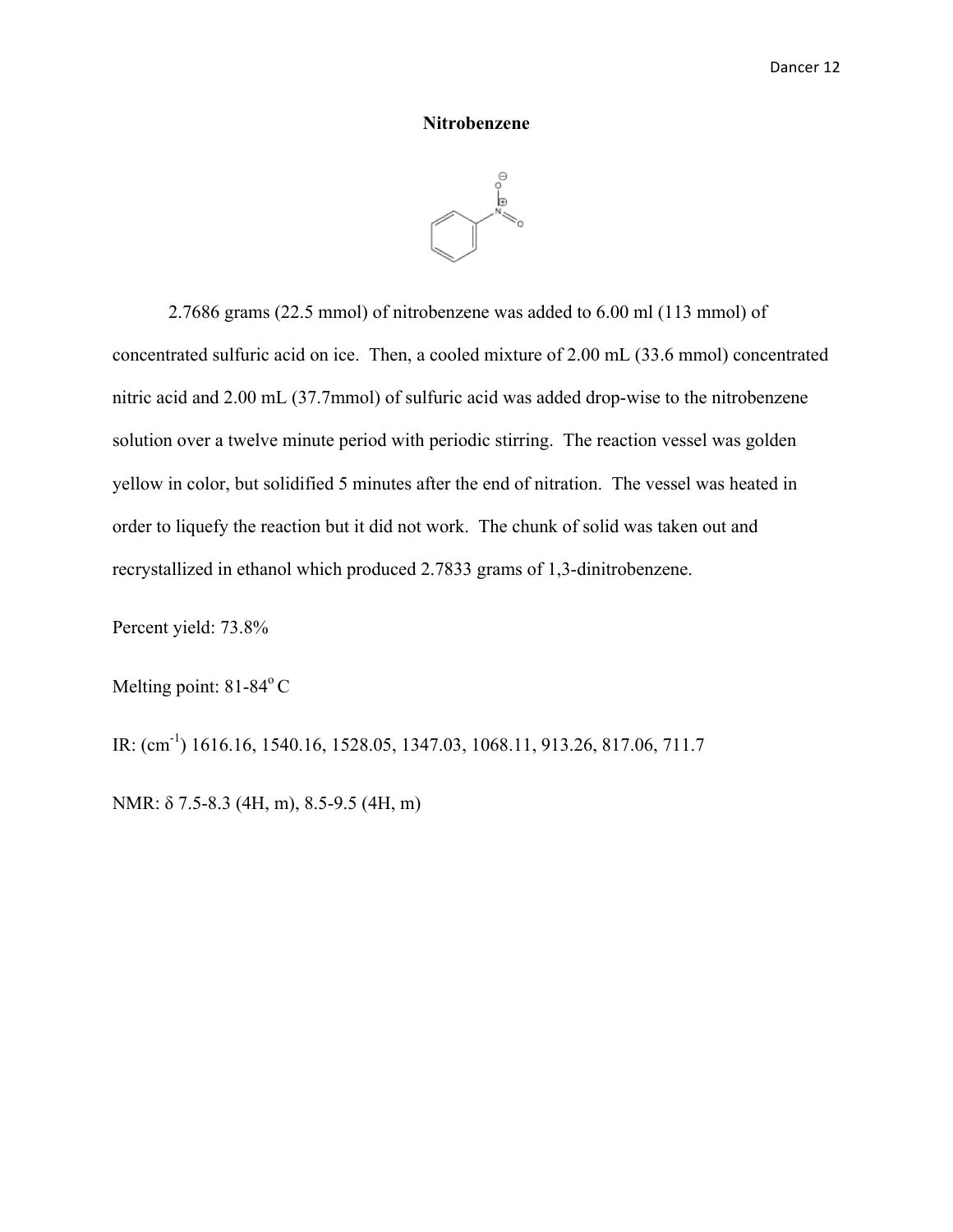# Nitrobenzene

2.7686 grams (22.5 mmol) of nitrobenzene was added to 6.00 ml (113 mmol) of concentrated sulfuric acid on ice. Then, a cooled mixture of 2.00 mL (33.6 mmol) concentrated nitric acid and 2.00 mL (37.7mmol) of sulfuric acid was added drop-wise to the nitrobenzene solution over a twelve minute period with periodic stirring. The reaction vessel was golden yellow in color, but solidified 5 minutes after the end of nitration. The vessel was heated in order to liquefy the reaction but it did not work. The chunk of solid was taken out and recrystallized in ethanol which produced 2.7833 grams of 1,3-dinitrobenzene.

Percent yield: 73.8%

Melting point: 81-84$^{o}$ C

IR: (cm$^{-1}$) 1616.16, 1540.16, 1528.05, 1347.03, 1068.11, 913.26, 817.06, 711.7

NMR: δ 7.5-8.3 (4H, m), 8.5-9.5 (4H, m)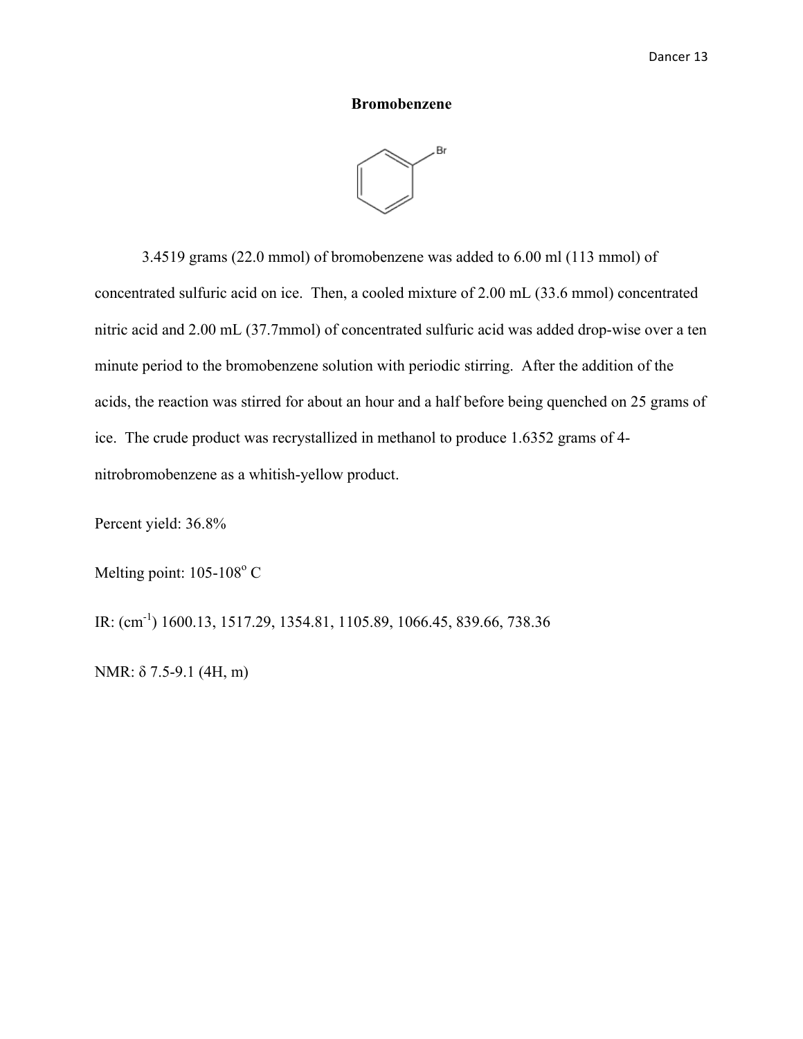**Bromobenzene**

3.4519 grams (22.0 mmol) of bromobenzene was added to 6.00 ml (113 mmol) of concentrated sulfuric acid on ice. Then, a cooled mixture of 2.00 mL (33.6 mmol) concentrated nitric acid and 2.00 mL (37.7mmol) of concentrated sulfuric acid was added drop-wise over a ten minute period to the bromobenzene solution with periodic stirring. After the addition of the acids, the reaction was stirred for about an hour and a half before being quenched on 25 grams of ice. The crude product was recrystallized in methanol to produce 1.6352 grams of 4-nitrobromobenzene as a whitish-yellow product.

Percent yield: 36.8%

Melting point: 105-108$^{o}$ C

IR: (cm$^{-1}$) 1600.13, 1517.29, 1354.81, 1105.89, 1066.45, 839.66, 738.36

NMR: δ 7.5-9.1 (4H, m)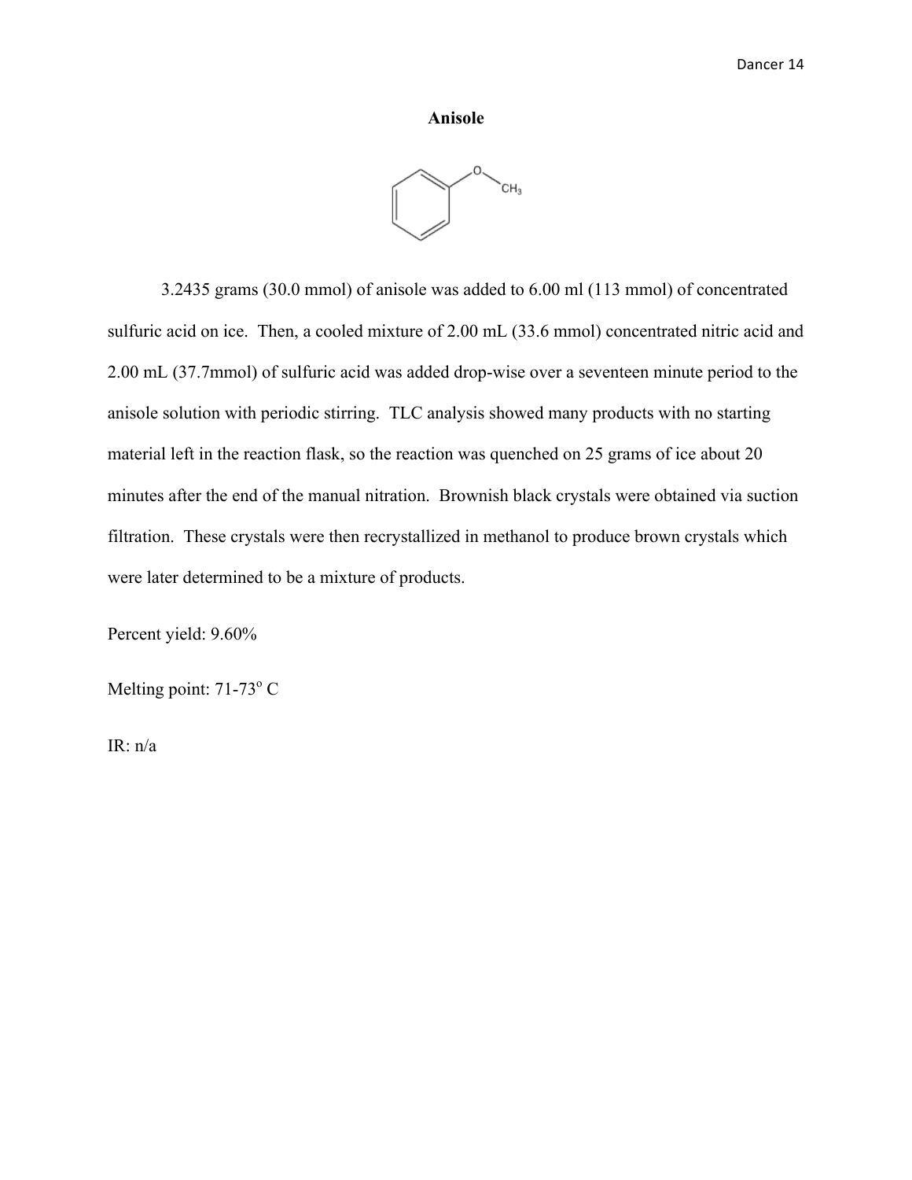**Anisole**

3.2435 grams (30.0 mmol) of anisole was added to 6.00 ml (113 mmol) of concentrated sulfuric acid on ice. Then, a cooled mixture of 2.00 mL (33.6 mmol) concentrated nitric acid and 2.00 mL (37.7mmol) of sulfuric acid was added drop-wise over a seventeen minute period to the anisole solution with periodic stirring. TLC analysis showed many products with no starting material left in the reaction flask, so the reaction was quenched on 25 grams of ice about 20 minutes after the end of the manual nitration. Brownish black crystals were obtained via suction filtration. These crystals were then recrystallized in methanol to produce brown crystals which were later determined to be a mixture of products.

Percent yield: 9.60%

Melting point: 71-73$^{o}$ C

IR: n/a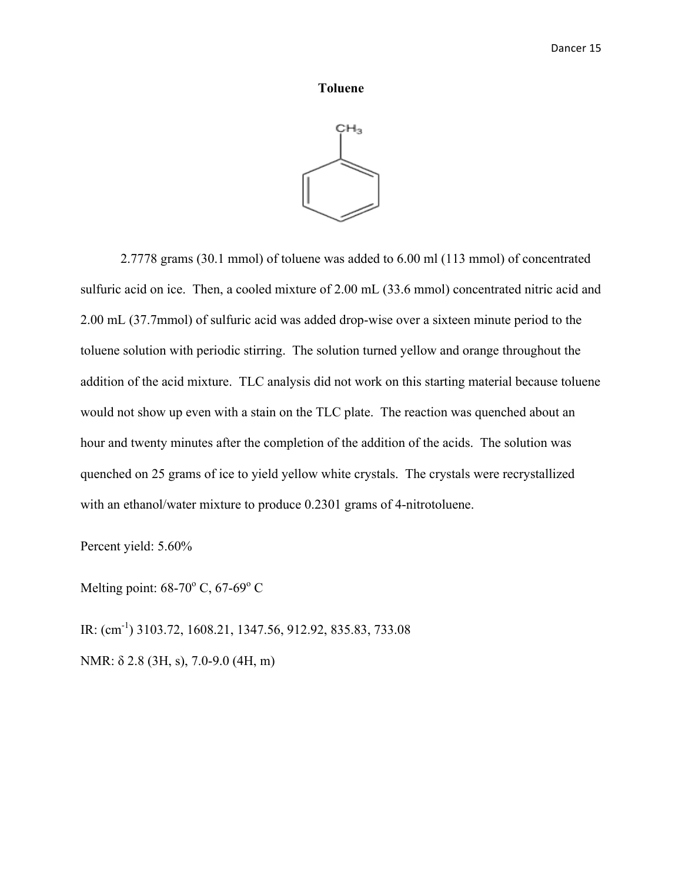# Toluene

2.7778 grams (30.1 mmol) of toluene was added to 6.00 ml (113 mmol) of concentrated sulfuric acid on ice. Then, a cooled mixture of 2.00 mL (33.6 mmol) concentrated nitric acid and 2.00 mL (37.7mmol) of sulfuric acid was added drop-wise over a sixteen minute period to the toluene solution with periodic stirring. The solution turned yellow and orange throughout the addition of the acid mixture. TLC analysis did not work on this starting material because toluene would not show up even with a stain on the TLC plate. The reaction was quenched about an hour and twenty minutes after the completion of the addition of the acids. The solution was quenched on 25 grams of ice to yield yellow white crystals. The crystals were recrystallized with an ethanol/water mixture to produce 0.2301 grams of 4-nitrotoluene.

Percent yield: 5.60%

Melting point: 68-70$^{o}$ C, 67-69$^{o}$ C

IR: (cm$^{-1}$) 3103.72, 1608.21, 1347.56, 912.92, 835.83, 733.08

NMR: $\delta$ 2.8 (3H, s), 7.0-9.0 (4H, m)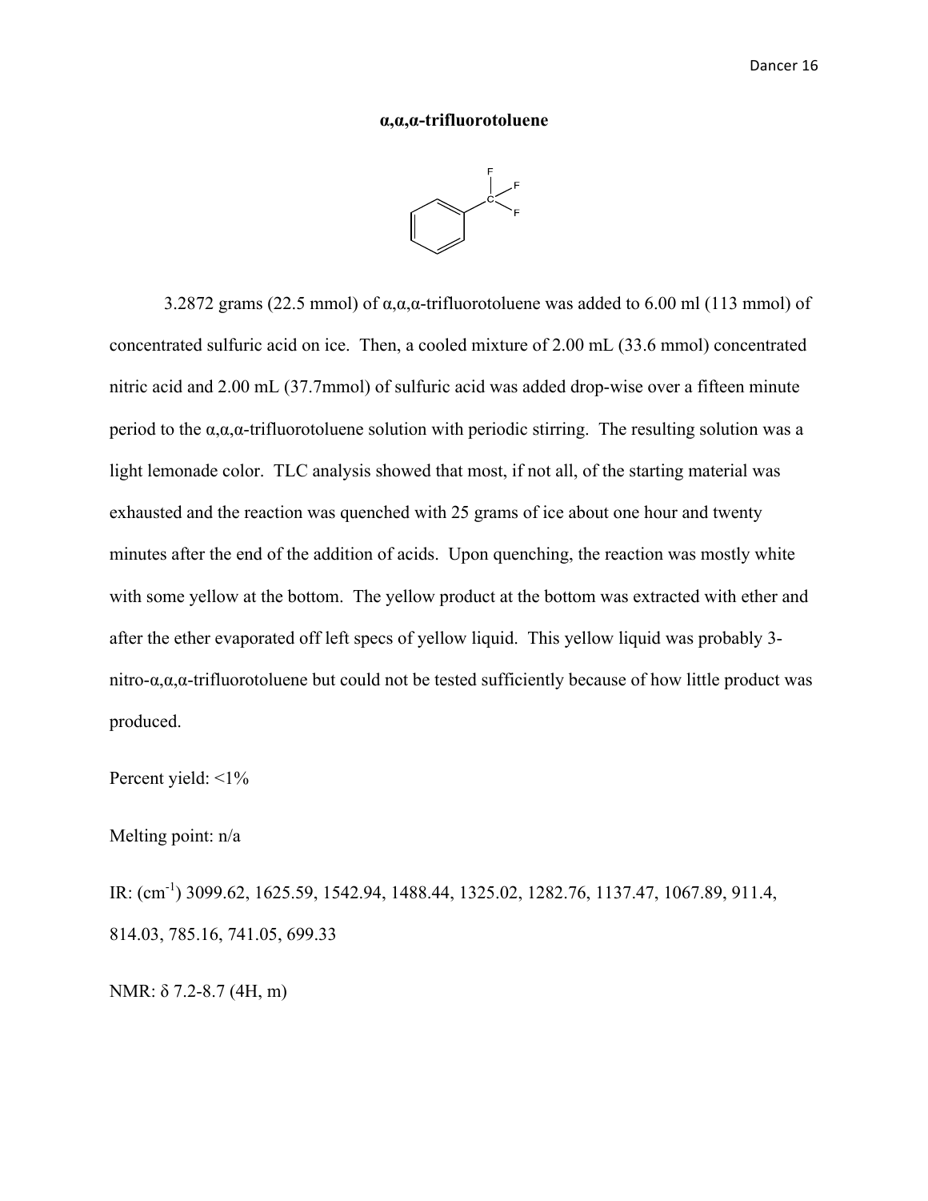### α,α,α-trifluorotoluene

3.2872 grams (22.5 mmol) of α,α,α-trifluorotoluene was added to 6.00 ml (113 mmol) of concentrated sulfuric acid on ice. Then, a cooled mixture of 2.00 mL (33.6 mmol) concentrated nitric acid and 2.00 mL (37.7mmol) of sulfuric acid was added drop-wise over a fifteen minute period to the α,α,α-trifluorotoluene solution with periodic stirring. The resulting solution was a light lemonade color. TLC analysis showed that most, if not all, of the starting material was exhausted and the reaction was quenched with 25 grams of ice about one hour and twenty minutes after the end of the addition of acids. Upon quenching, the reaction was mostly white with some yellow at the bottom. The yellow product at the bottom was extracted with ether and after the ether evaporated off left specs of yellow liquid. This yellow liquid was probably 3-nitro-α,α,α-trifluorotoluene but could not be tested sufficiently because of how little product was produced.

Percent yield: <1%

Melting point: n/a

IR: ($cm^{-1}$) 3099.62, 1625.59, 1542.94, 1488.44, 1325.02, 1282.76, 1137.47, 1067.89, 911.4, 814.03, 785.16, 741.05, 699.33

NMR: δ 7.2-8.7 (4H, m)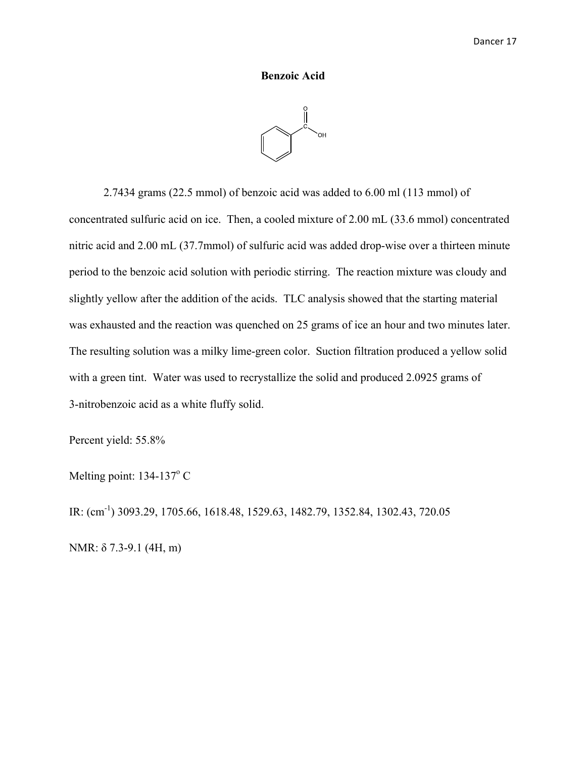**Benzoic Acid**

2.7434 grams (22.5 mmol) of benzoic acid was added to 6.00 ml (113 mmol) of concentrated sulfuric acid on ice. Then, a cooled mixture of 2.00 mL (33.6 mmol) concentrated nitric acid and 2.00 mL (37.7mmol) of sulfuric acid was added drop-wise over a thirteen minute period to the benzoic acid solution with periodic stirring. The reaction mixture was cloudy and slightly yellow after the addition of the acids. TLC analysis showed that the starting material was exhausted and the reaction was quenched on 25 grams of ice an hour and two minutes later. The resulting solution was a milky lime-green color. Suction filtration produced a yellow solid with a green tint. Water was used to recrystallize the solid and produced 2.0925 grams of 3-nitrobenzoic acid as a white fluffy solid.

Percent yield: 55.8%

Melting point: 134-137$^{o}$ C

IR: (cm$^{-1}$) 3093.29, 1705.66, 1618.48, 1529.63, 1482.79, 1352.84, 1302.43, 720.05

NMR: δ 7.3-9.1 (4H, m)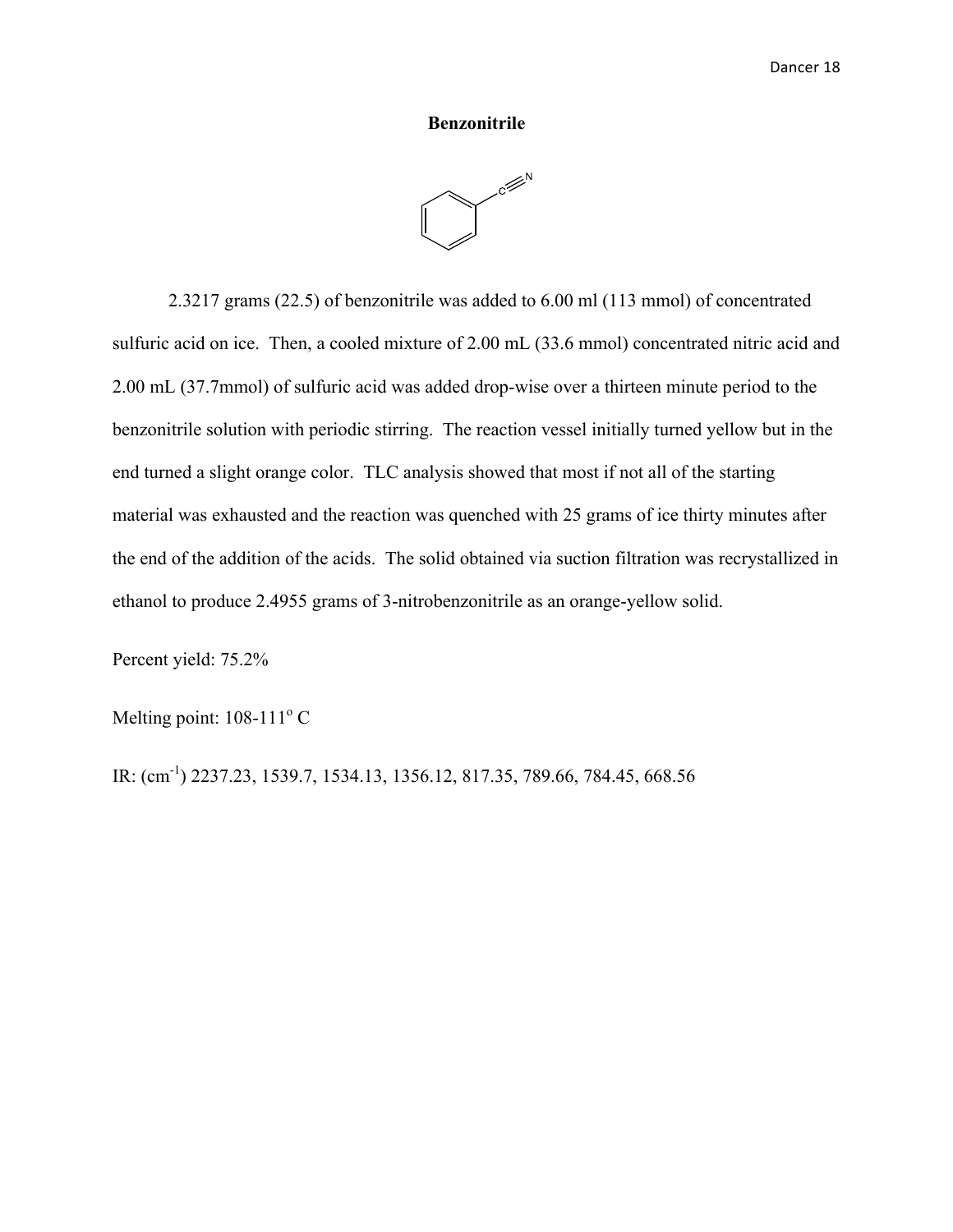**Benzonitrile**

2.3217 grams (22.5) of benzonitrile was added to 6.00 ml (113 mmol) of concentrated sulfuric acid on ice. Then, a cooled mixture of 2.00 mL (33.6 mmol) concentrated nitric acid and 2.00 mL (37.7mmol) of sulfuric acid was added drop-wise over a thirteen minute period to the benzonitrile solution with periodic stirring. The reaction vessel initially turned yellow but in the end turned a slight orange color. TLC analysis showed that most if not all of the starting material was exhausted and the reaction was quenched with 25 grams of ice thirty minutes after the end of the addition of the acids. The solid obtained via suction filtration was recrystallized in ethanol to produce 2.4955 grams of 3-nitrobenzonitrile as an orange-yellow solid.

Percent yield: 75.2%

Melting point: 108-111$^{o}$ C

IR: (cm$^{-1}$) 2237.23, 1539.7, 1534.13, 1356.12, 817.35, 789.66, 784.45, 668.56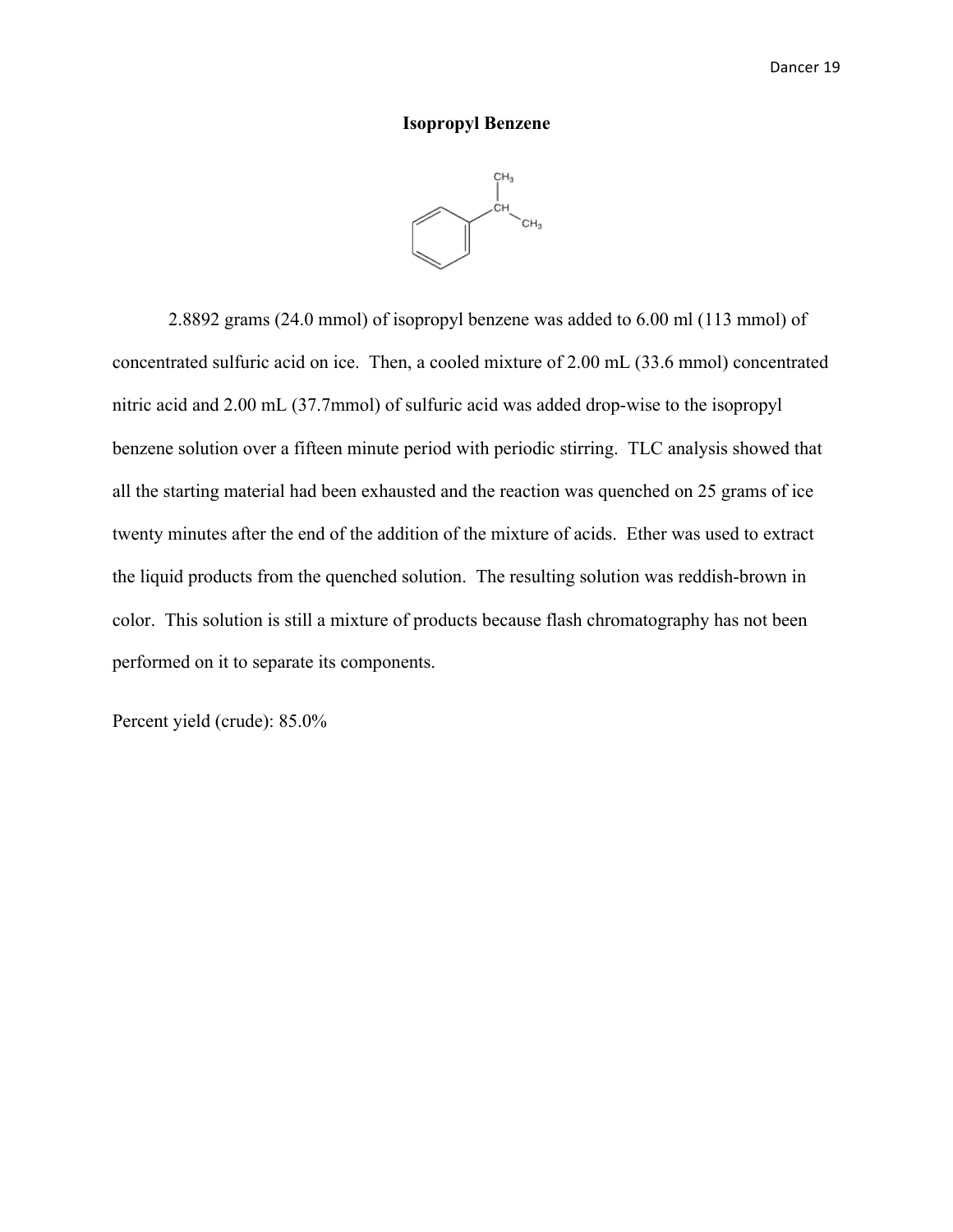**Isopropyl Benzene**

2.8892 grams (24.0 mmol) of isopropyl benzene was added to 6.00 ml (113 mmol) of concentrated sulfuric acid on ice. Then, a cooled mixture of 2.00 mL (33.6 mmol) concentrated nitric acid and 2.00 mL (37.7mmol) of sulfuric acid was added drop-wise to the isopropyl benzene solution over a fifteen minute period with periodic stirring. TLC analysis showed that all the starting material had been exhausted and the reaction was quenched on 25 grams of ice twenty minutes after the end of the addition of the mixture of acids. Ether was used to extract the liquid products from the quenched solution. The resulting solution was reddish-brown in color. This solution is still a mixture of products because flash chromatography has not been performed on it to separate its components.

Percent yield (crude): 85.0%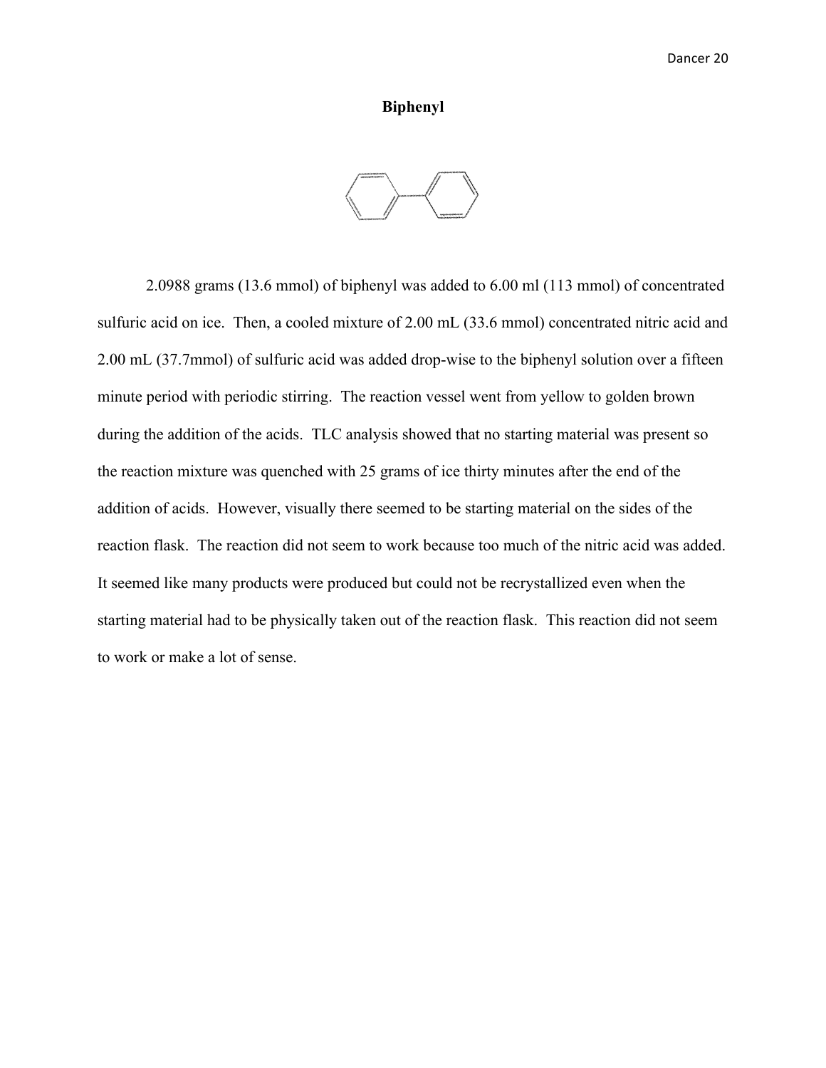# Biphenyl

2.0988 grams (13.6 mmol) of biphenyl was added to 6.00 ml (113 mmol) of concentrated sulfuric acid on ice. Then, a cooled mixture of 2.00 mL (33.6 mmol) concentrated nitric acid and 2.00 mL (37.7mmol) of sulfuric acid was added drop-wise to the biphenyl solution over a fifteen minute period with periodic stirring. The reaction vessel went from yellow to golden brown during the addition of the acids. TLC analysis showed that no starting material was present so the reaction mixture was quenched with 25 grams of ice thirty minutes after the end of the addition of acids. However, visually there seemed to be starting material on the sides of the reaction flask. The reaction did not seem to work because too much of the nitric acid was added. It seemed like many products were produced but could not be recrystallized even when the starting material had to be physically taken out of the reaction flask. This reaction did not seem to work or make a lot of sense.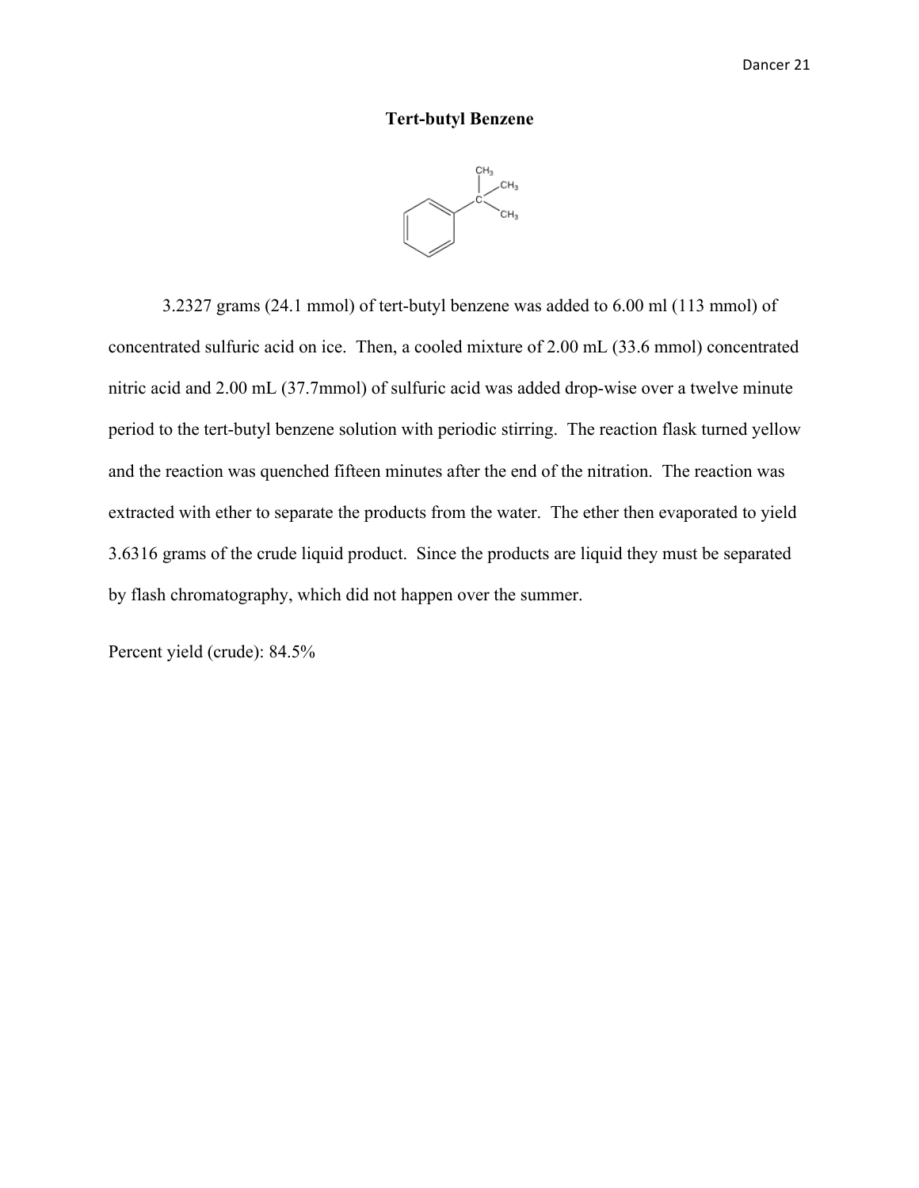## Tert-butyl Benzene

3.2327 grams (24.1 mmol) of tert-butyl benzene was added to 6.00 ml (113 mmol) of concentrated sulfuric acid on ice. Then, a cooled mixture of 2.00 mL (33.6 mmol) concentrated nitric acid and 2.00 mL (37.7mmol) of sulfuric acid was added drop-wise over a twelve minute period to the tert-butyl benzene solution with periodic stirring. The reaction flask turned yellow and the reaction was quenched fifteen minutes after the end of the nitration. The reaction was extracted with ether to separate the products from the water. The ether then evaporated to yield 3.6316 grams of the crude liquid product. Since the products are liquid they must be separated by flash chromatography, which did not happen over the summer.

Percent yield (crude): 84.5%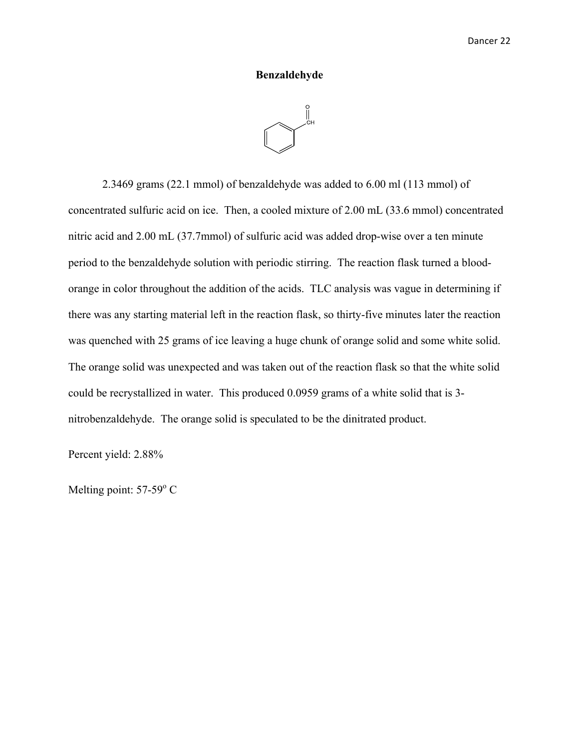**Benzaldehyde**

2.3469 grams (22.1 mmol) of benzaldehyde was added to 6.00 ml (113 mmol) of concentrated sulfuric acid on ice. Then, a cooled mixture of 2.00 mL (33.6 mmol) concentrated nitric acid and 2.00 mL (37.7mmol) of sulfuric acid was added drop-wise over a ten minute period to the benzaldehyde solution with periodic stirring. The reaction flask turned a blood-orange in color throughout the addition of the acids. TLC analysis was vague in determining if there was any starting material left in the reaction flask, so thirty-five minutes later the reaction was quenched with 25 grams of ice leaving a huge chunk of orange solid and some white solid. The orange solid was unexpected and was taken out of the reaction flask so that the white solid could be recrystallized in water. This produced 0.0959 grams of a white solid that is 3-nitrobenzaldehyde. The orange solid is speculated to be the dinitrated product.

Percent yield: 2.88%

Melting point: 57-59$^{o}$ C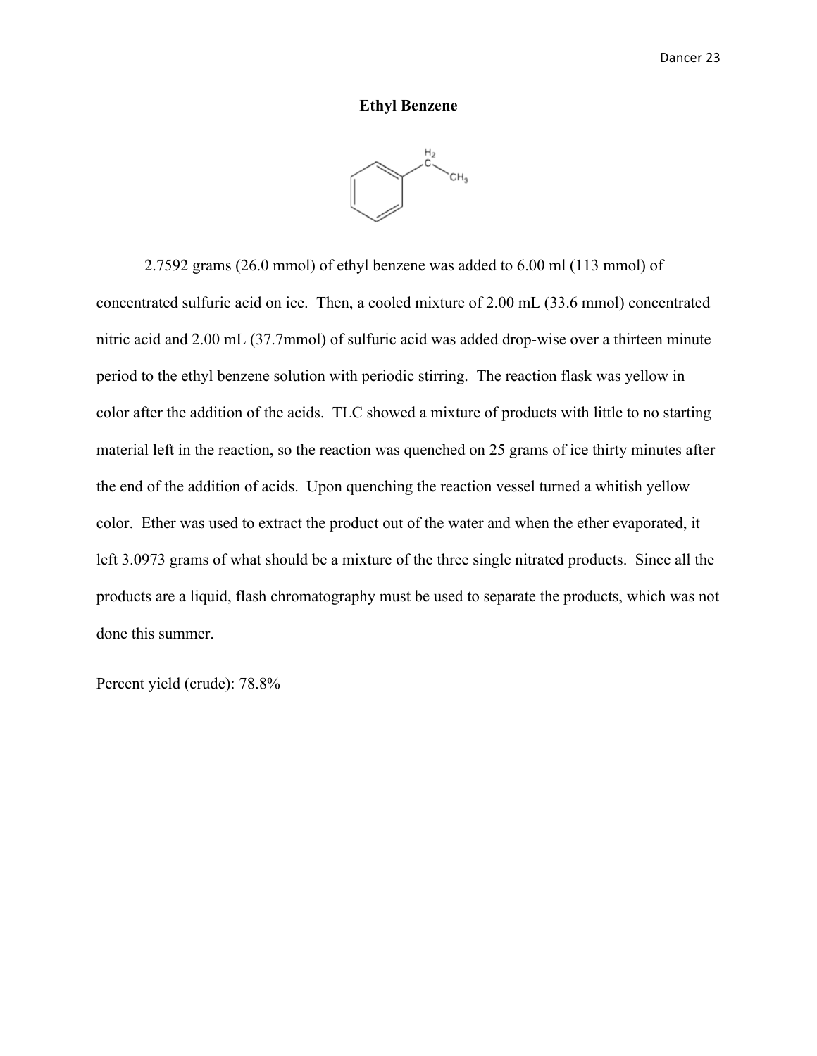**Ethyl Benzene**

2.7592 grams (26.0 mmol) of ethyl benzene was added to 6.00 ml (113 mmol) of concentrated sulfuric acid on ice. Then, a cooled mixture of 2.00 mL (33.6 mmol) concentrated nitric acid and 2.00 mL (37.7mmol) of sulfuric acid was added drop-wise over a thirteen minute period to the ethyl benzene solution with periodic stirring. The reaction flask was yellow in color after the addition of the acids. TLC showed a mixture of products with little to no starting material left in the reaction, so the reaction was quenched on 25 grams of ice thirty minutes after the end of the addition of acids. Upon quenching the reaction vessel turned a whitish yellow color. Ether was used to extract the product out of the water and when the ether evaporated, it left 3.0973 grams of what should be a mixture of the three single nitrated products. Since all the products are a liquid, flash chromatography must be used to separate the products, which was not done this summer.

Percent yield (crude): 78.8%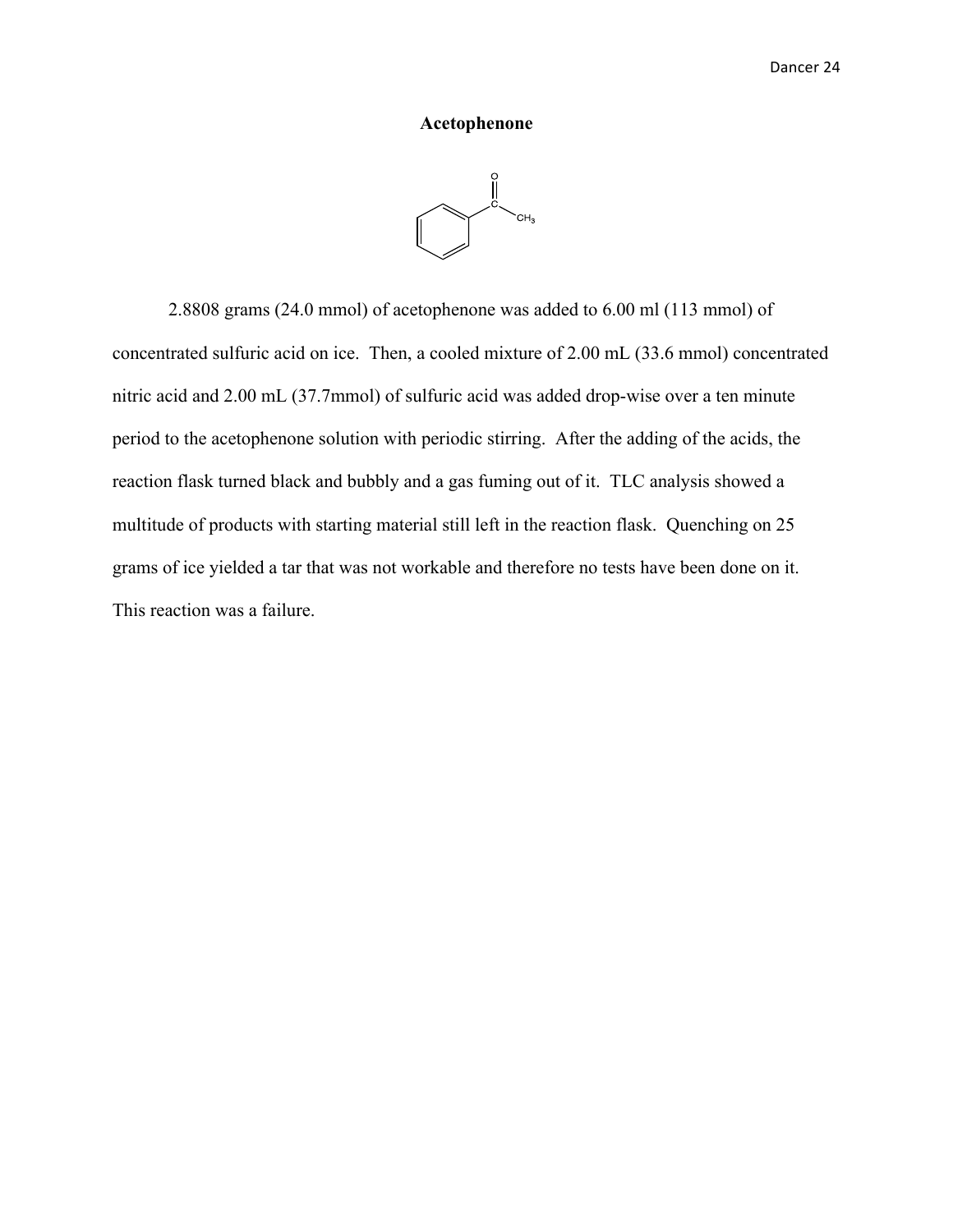**Acetophenone**

2.8808 grams (24.0 mmol) of acetophenone was added to 6.00 ml (113 mmol) of concentrated sulfuric acid on ice. Then, a cooled mixture of 2.00 mL (33.6 mmol) concentrated nitric acid and 2.00 mL (37.7mmol) of sulfuric acid was added drop-wise over a ten minute period to the acetophenone solution with periodic stirring. After the adding of the acids, the reaction flask turned black and bubbly and a gas fuming out of it. TLC analysis showed a multitude of products with starting material still left in the reaction flask. Quenching on 25 grams of ice yielded a tar that was not workable and therefore no tests have been done on it. This reaction was a failure.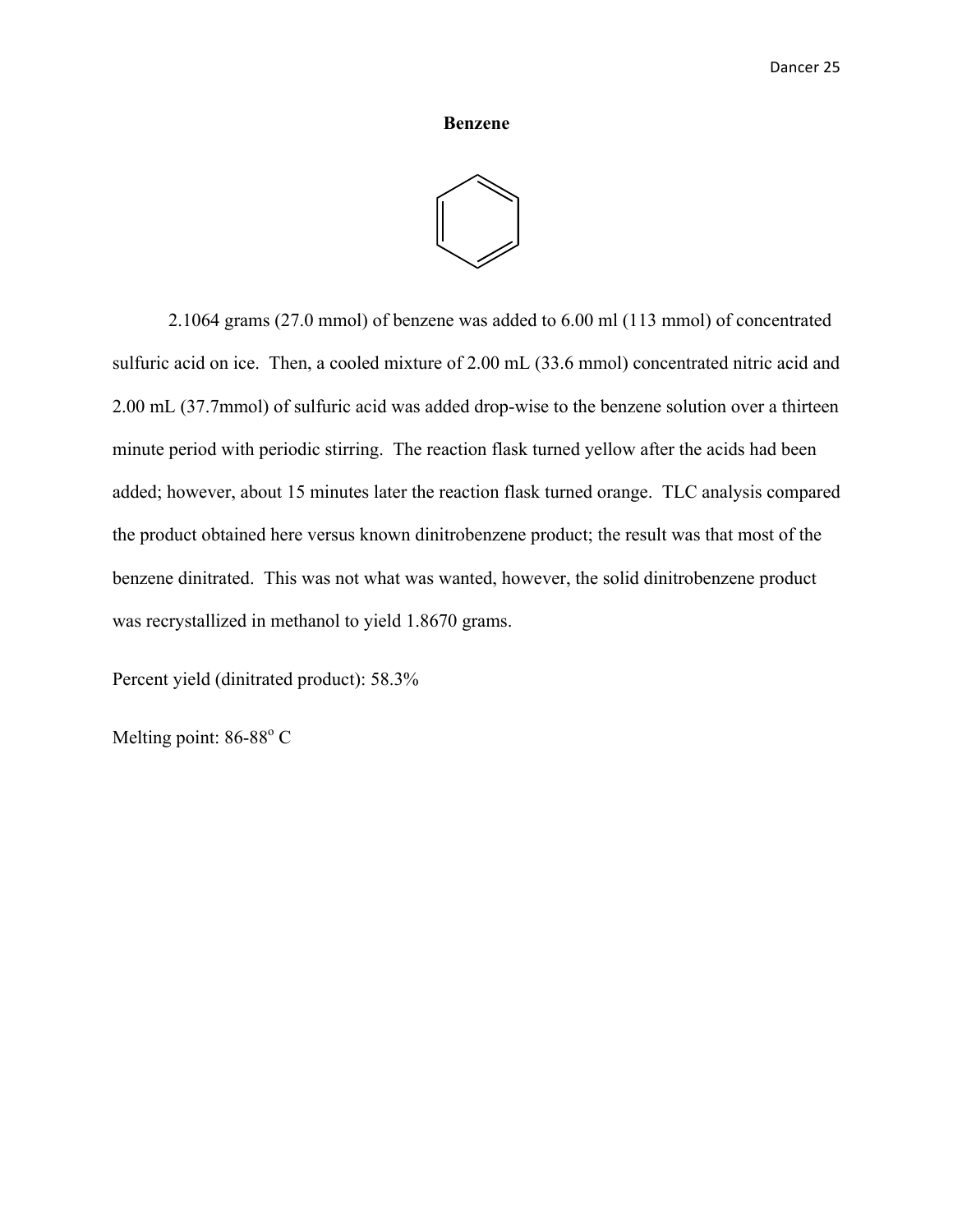**Benzene**

2.1064 grams (27.0 mmol) of benzene was added to 6.00 ml (113 mmol) of concentrated sulfuric acid on ice. Then, a cooled mixture of 2.00 mL (33.6 mmol) concentrated nitric acid and 2.00 mL (37.7mmol) of sulfuric acid was added drop-wise to the benzene solution over a thirteen minute period with periodic stirring. The reaction flask turned yellow after the acids had been added; however, about 15 minutes later the reaction flask turned orange. TLC analysis compared the product obtained here versus known dinitrobenzene product; the result was that most of the benzene dinitrated. This was not what was wanted, however, the solid dinitrobenzene product was recrystallized in methanol to yield 1.8670 grams.

Percent yield (dinitrated product): 58.3%

Melting point: 86-88$^{o}$ C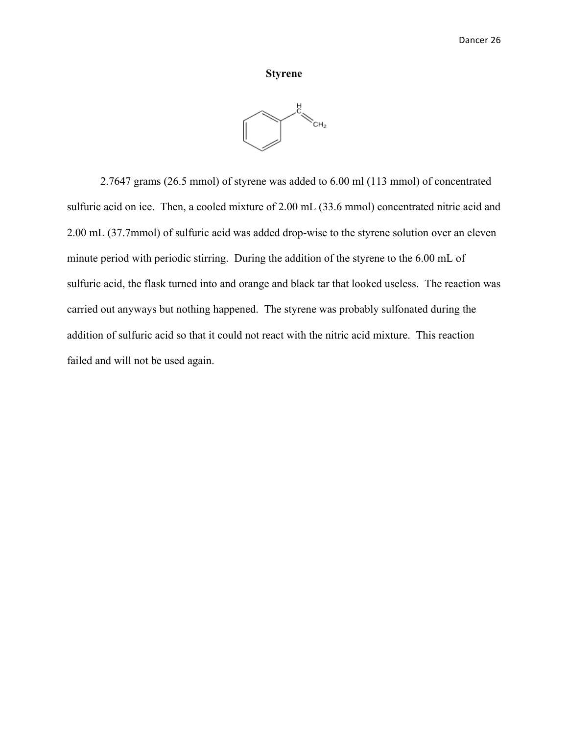# Styrene

2.7647 grams (26.5 mmol) of styrene was added to 6.00 ml (113 mmol) of concentrated sulfuric acid on ice. Then, a cooled mixture of 2.00 mL (33.6 mmol) concentrated nitric acid and 2.00 mL (37.7mmol) of sulfuric acid was added drop-wise to the styrene solution over an eleven minute period with periodic stirring. During the addition of the styrene to the 6.00 mL of sulfuric acid, the flask turned into and orange and black tar that looked useless. The reaction was carried out anyways but nothing happened. The styrene was probably sulfonated during the addition of sulfuric acid so that it could not react with the nitric acid mixture. This reaction failed and will not be used again.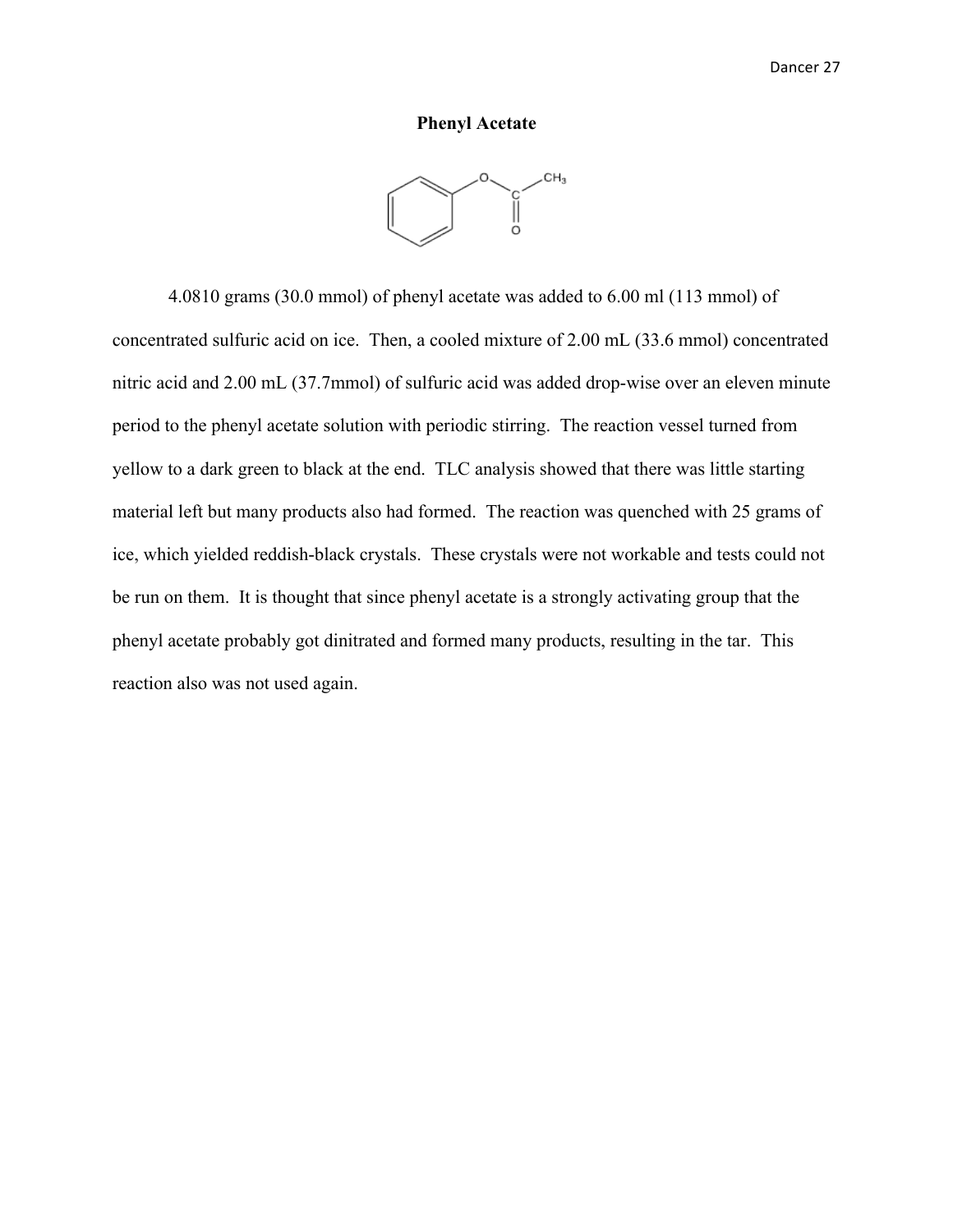**Phenyl Acetate**

4.0810 grams (30.0 mmol) of phenyl acetate was added to 6.00 ml (113 mmol) of concentrated sulfuric acid on ice. Then, a cooled mixture of 2.00 mL (33.6 mmol) concentrated nitric acid and 2.00 mL (37.7mmol) of sulfuric acid was added drop-wise over an eleven minute period to the phenyl acetate solution with periodic stirring. The reaction vessel turned from yellow to a dark green to black at the end. TLC analysis showed that there was little starting material left but many products also had formed. The reaction was quenched with 25 grams of ice, which yielded reddish-black crystals. These crystals were not workable and tests could not be run on them. It is thought that since phenyl acetate is a strongly activating group that the phenyl acetate probably got dinitrated and formed many products, resulting in the tar. This reaction also was not used again.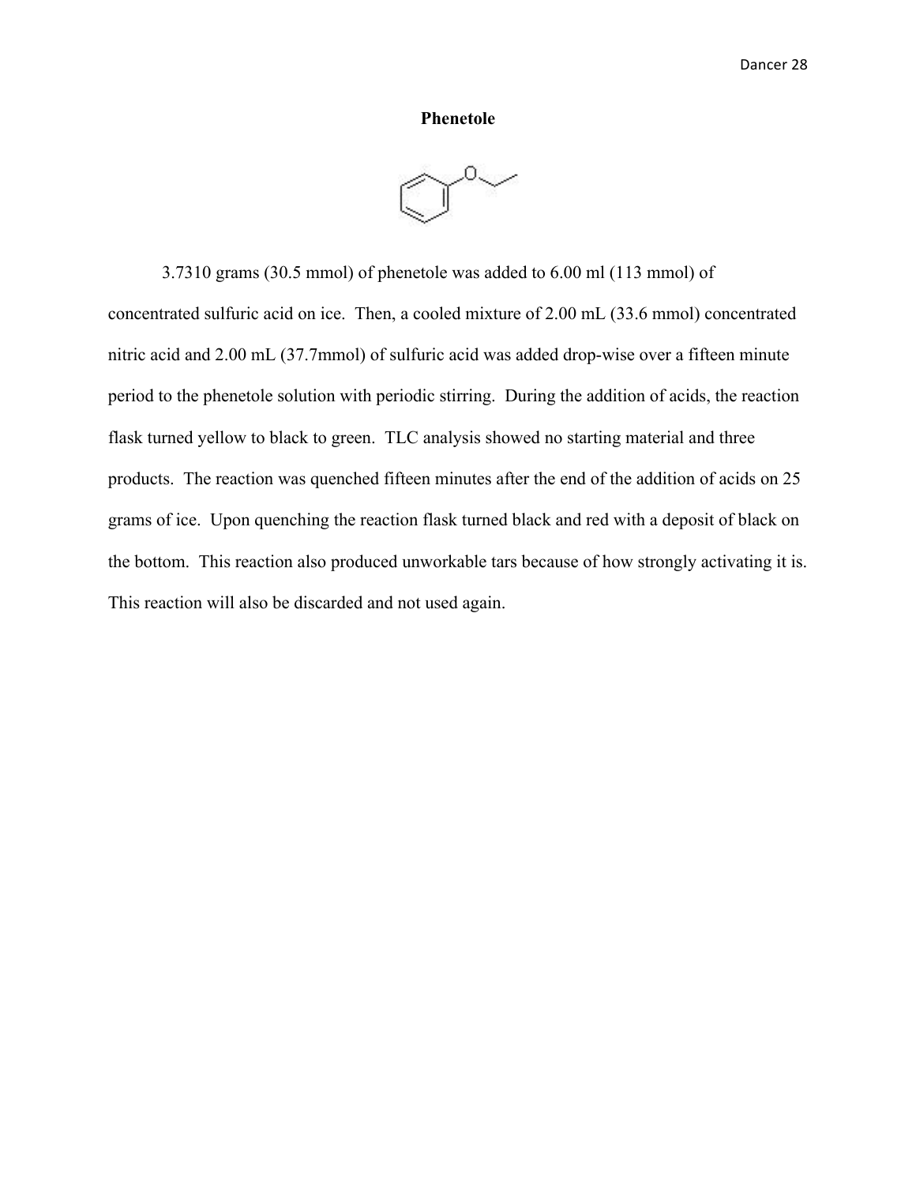## Phenetole

3.7310 grams (30.5 mmol) of phenetole was added to 6.00 ml (113 mmol) of concentrated sulfuric acid on ice. Then, a cooled mixture of 2.00 mL (33.6 mmol) concentrated nitric acid and 2.00 mL (37.7mmol) of sulfuric acid was added drop-wise over a fifteen minute period to the phenetole solution with periodic stirring. During the addition of acids, the reaction flask turned yellow to black to green. TLC analysis showed no starting material and three products. The reaction was quenched fifteen minutes after the end of the addition of acids on 25 grams of ice. Upon quenching the reaction flask turned black and red with a deposit of black on the bottom. This reaction also produced unworkable tars because of how strongly activating it is. This reaction will also be discarded and not used again.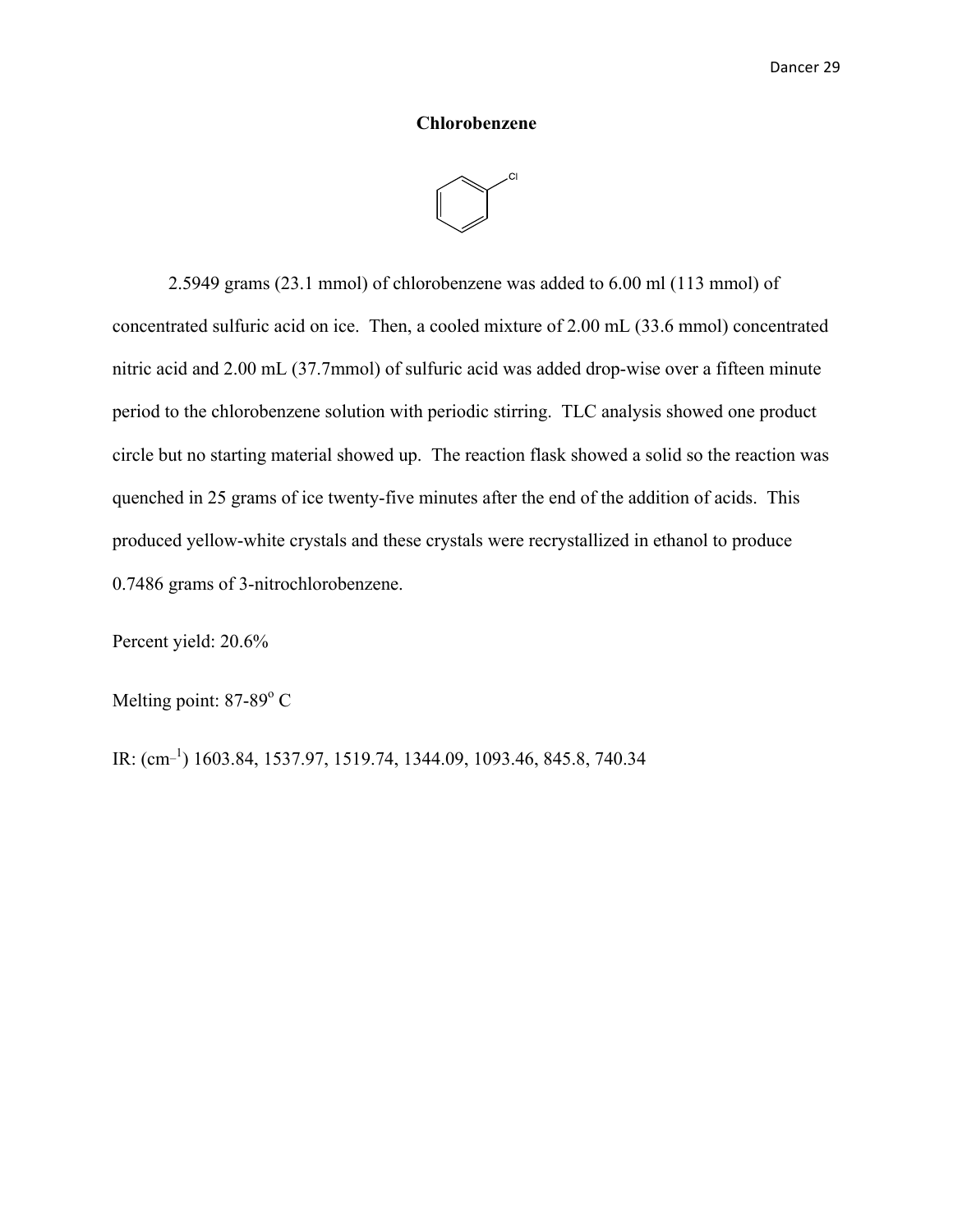## Chlorobenzene

2.5949 grams (23.1 mmol) of chlorobenzene was added to 6.00 ml (113 mmol) of concentrated sulfuric acid on ice. Then, a cooled mixture of 2.00 mL (33.6 mmol) concentrated nitric acid and 2.00 mL (37.7mmol) of sulfuric acid was added drop-wise over a fifteen minute period to the chlorobenzene solution with periodic stirring. TLC analysis showed one product circle but no starting material showed up. The reaction flask showed a solid so the reaction was quenched in 25 grams of ice twenty-five minutes after the end of the addition of acids. This produced yellow-white crystals and these crystals were recrystallized in ethanol to produce 0.7486 grams of 3-nitrochlorobenzene.

Percent yield: 20.6%

Melting point: 87-89$^{o}$ C

IR: (cm$^{-1}$) 1603.84, 1537.97, 1519.74, 1344.09, 1093.46, 845.8, 740.34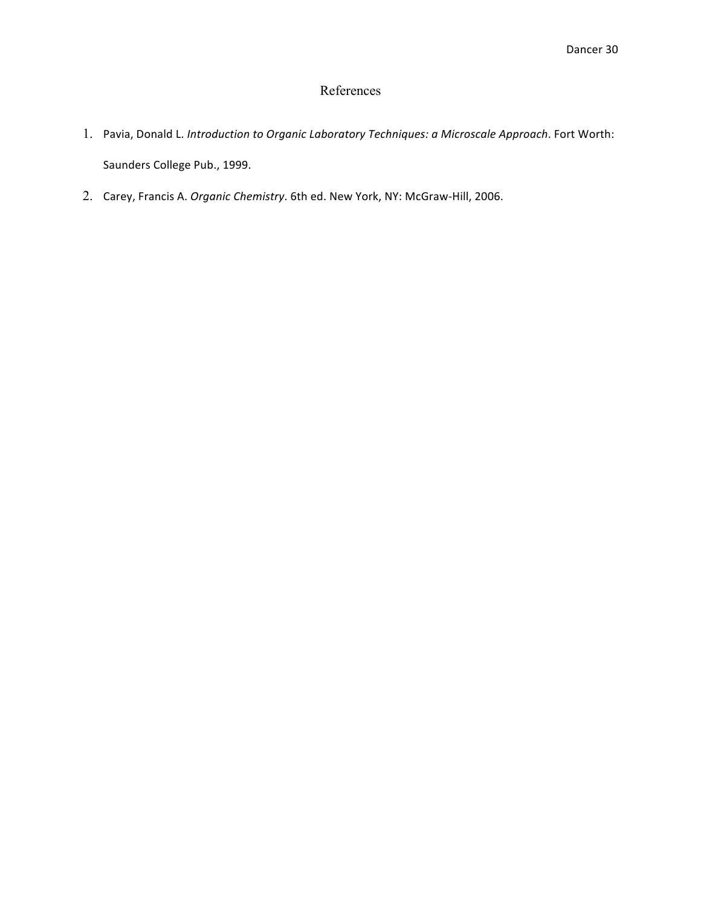# References

1. Pavia, Donald L. *Introduction to Organic Laboratory Techniques: a Microscale Approach*. Fort Worth: Saunders College Pub., 1999.
2. Carey, Francis A. *Organic Chemistry*. 6th ed. New York, NY: McGraw-Hill, 2006.